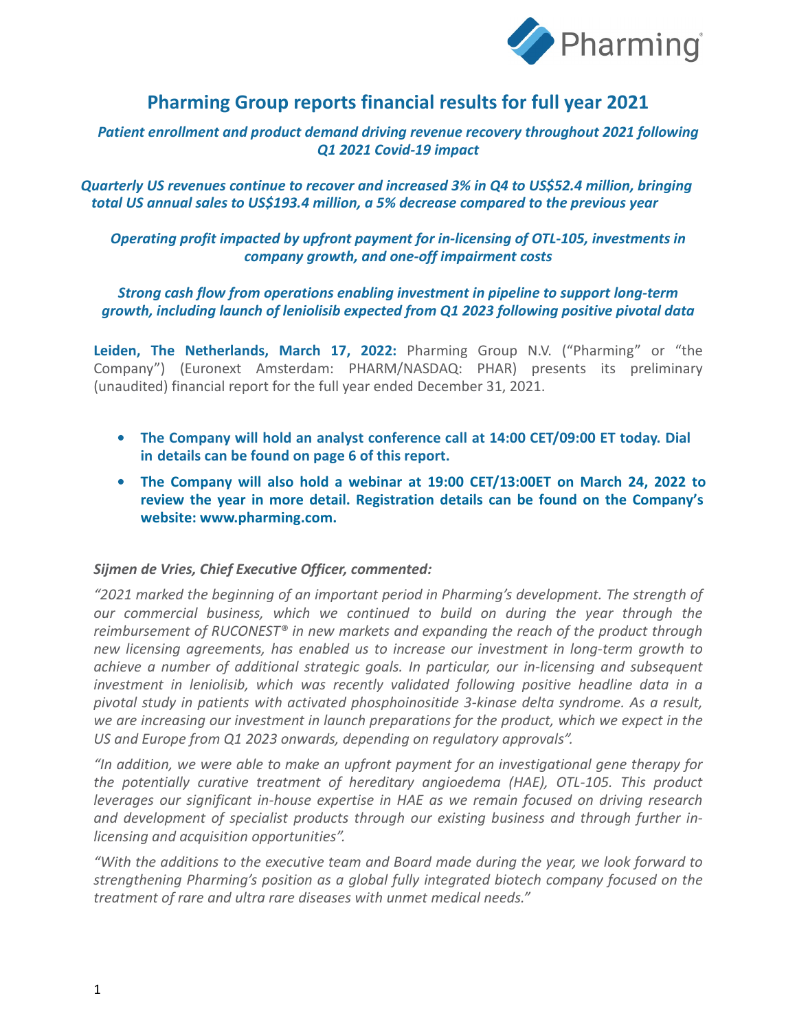# Pharming Group reports financial results for full year 2021

*Patient enrollment and product demand driving revenue recovery throughout 2021 following Q1 2021 Covid-19 impact*

*Quarterly US revenues continue to recover and increased 3% in Q4 to US$52.4 million, bringing total US annual sales to US$193.4 million, a 5% decrease compared to the previous year*

*Operating profit impacted by upfront payment for in-licensing of OTL-105, investments in company growth, and one-off impairment costs*

*Strong cash flow from operations enabling investment in pipeline to support long-term growth, including launch of leniolisib expected from Q1 2023 following positive pivotal data*

**Leiden, The Netherlands, March 17, 2022:** Pharming Group N.V. ("Pharming" or "the Company") (Euronext Amsterdam: PHARM/NASDAQ: PHAR) presents its preliminary (unaudited) financial report for the full year ended December 31, 2021.

- **The Company will hold an analyst conference call at 14:00 CET/09:00 ET today. Dial in details can be found on page 6 of this report.**
- **The Company will also hold a webinar at 19:00 CET/13:00ET on March 24, 2022 to review the year in more detail. Registration details can be found on the Company's website: www.pharming.com.**

***Sijmen de Vries, Chief Executive Officer, commented:***

*"2021 marked the beginning of an important period in Pharming's development. The strength of our commercial business, which we continued to build on during the year through the reimbursement of RUCONEST® in new markets and expanding the reach of the product through new licensing agreements, has enabled us to increase our investment in long-term growth to achieve a number of additional strategic goals. In particular, our in-licensing and subsequent investment in leniolisib, which was recently validated following positive headline data in a pivotal study in patients with activated phosphoinositide 3-kinase delta syndrome. As a result, we are increasing our investment in launch preparations for the product, which we expect in the US and Europe from Q1 2023 onwards, depending on regulatory approvals".*

*"In addition, we were able to make an upfront payment for an investigational gene therapy for the potentially curative treatment of hereditary angioedema (HAE), OTL-105. This product leverages our significant in-house expertise in HAE as we remain focused on driving research and development of specialist products through our existing business and through further in-licensing and acquisition opportunities".*

*"With the additions to the executive team and Board made during the year, we look forward to strengthening Pharming's position as a global fully integrated biotech company focused on the treatment of rare and ultra rare diseases with unmet medical needs."*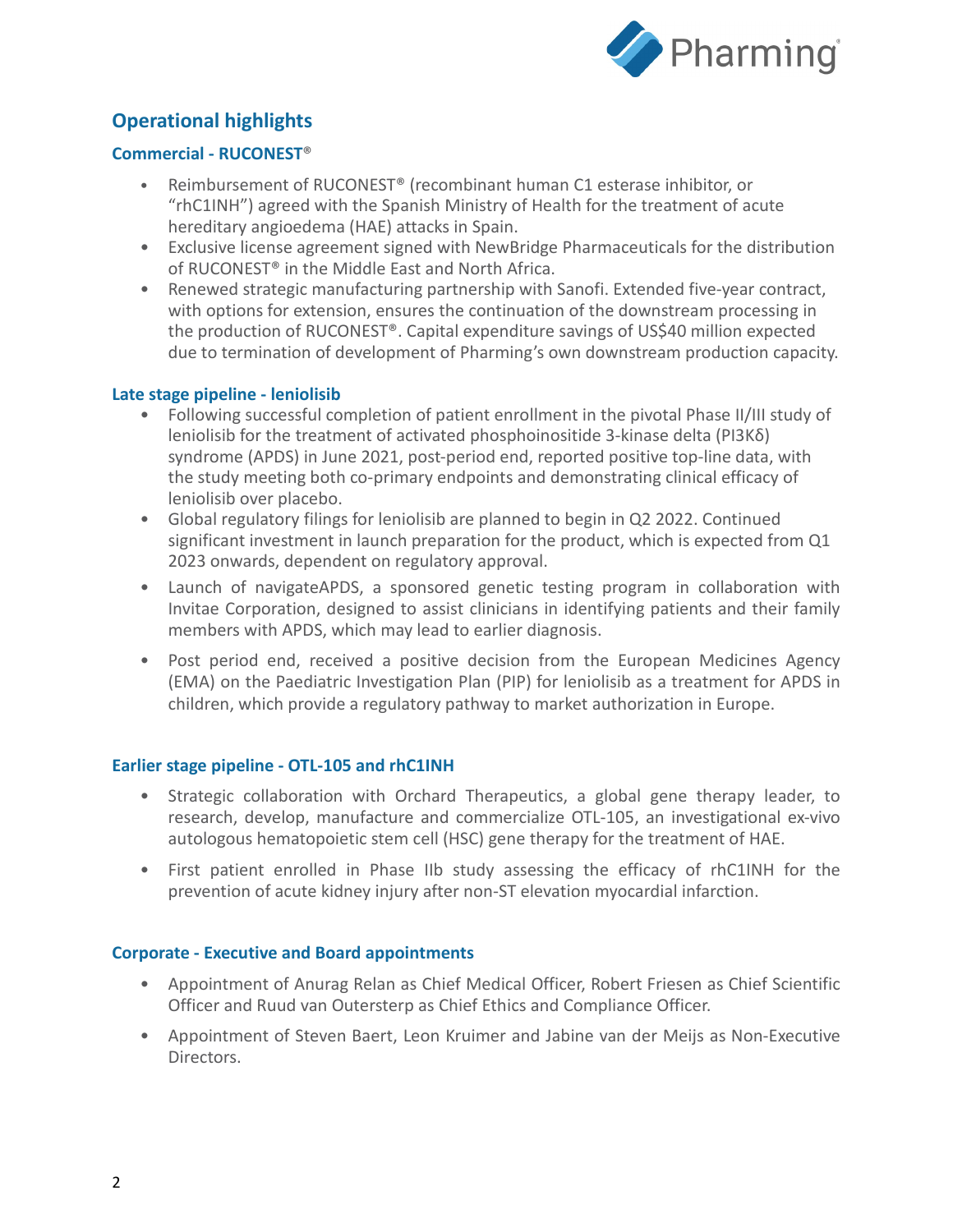## Operational highlights

### Commercial - RUCONEST®

- Reimbursement of RUCONEST® (recombinant human C1 esterase inhibitor, or "rhC1INH") agreed with the Spanish Ministry of Health for the treatment of acute hereditary angioedema (HAE) attacks in Spain.
- Exclusive license agreement signed with NewBridge Pharmaceuticals for the distribution of RUCONEST® in the Middle East and North Africa.
- Renewed strategic manufacturing partnership with Sanofi. Extended five-year contract, with options for extension, ensures the continuation of the downstream processing in the production of RUCONEST®. Capital expenditure savings of US$40 million expected due to termination of development of Pharming's own downstream production capacity.

### Late stage pipeline - leniolisib

- Following successful completion of patient enrollment in the pivotal Phase II/III study of leniolisib for the treatment of activated phosphoinositide 3-kinase delta (PI3Kδ) syndrome (APDS) in June 2021, post-period end, reported positive top-line data, with the study meeting both co-primary endpoints and demonstrating clinical efficacy of leniolisib over placebo.
- Global regulatory filings for leniolisib are planned to begin in Q2 2022. Continued significant investment in launch preparation for the product, which is expected from Q1 2023 onwards, dependent on regulatory approval.
- Launch of navigateAPDS, a sponsored genetic testing program in collaboration with Invitae Corporation, designed to assist clinicians in identifying patients and their family members with APDS, which may lead to earlier diagnosis.
- Post period end, received a positive decision from the European Medicines Agency (EMA) on the Paediatric Investigation Plan (PIP) for leniolisib as a treatment for APDS in children, which provide a regulatory pathway to market authorization in Europe.

### Earlier stage pipeline - OTL-105 and rhC1INH

- Strategic collaboration with Orchard Therapeutics, a global gene therapy leader, to research, develop, manufacture and commercialize OTL-105, an investigational ex-vivo autologous hematopoietic stem cell (HSC) gene therapy for the treatment of HAE.
- First patient enrolled in Phase IIb study assessing the efficacy of rhC1INH for the prevention of acute kidney injury after non-ST elevation myocardial infarction.

### Corporate - Executive and Board appointments

- Appointment of Anurag Relan as Chief Medical Officer, Robert Friesen as Chief Scientific Officer and Ruud van Outersterp as Chief Ethics and Compliance Officer.
- Appointment of Steven Baert, Leon Kruimer and Jabine van der Meijs as Non-Executive Directors.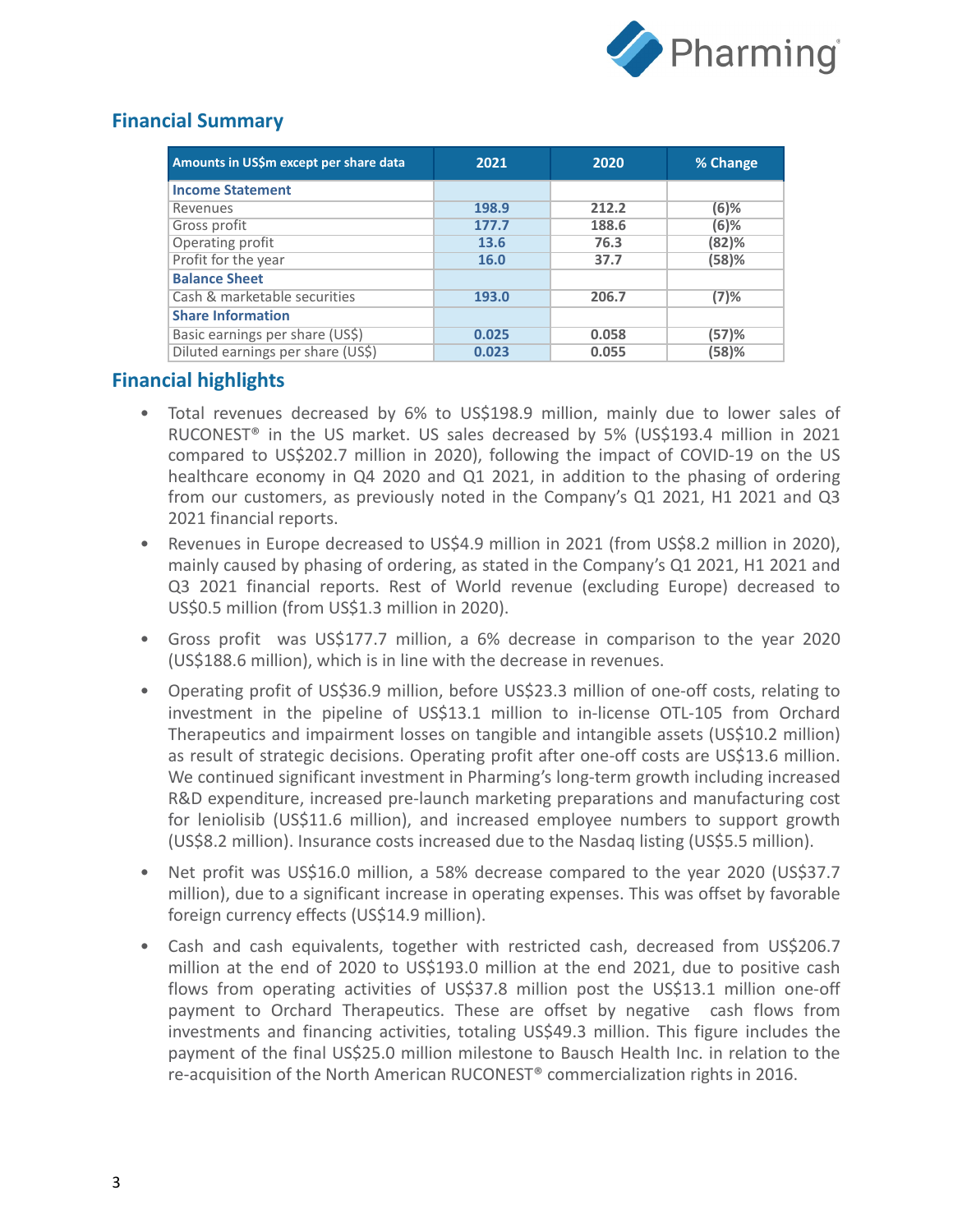## Financial Summary

| Amounts in US$m except per share data | 2021 | 2020 | % Change |
|---|---|---|---|
| **Income Statement** | | | |
| Revenues | 198.9 | 212.2 | (6)% |
| Gross profit | 177.7 | 188.6 | (6)% |
| Operating profit | 13.6 | 76.3 | (82)% |
| Profit for the year | 16.0 | 37.7 | (58)% |
| **Balance Sheet** | | | |
| Cash & marketable securities | 193.0 | 206.7 | (7)% |
| **Share Information** | | | |
| Basic earnings per share (US$) | 0.025 | 0.058 | (57)% |
| Diluted earnings per share (US$) | 0.023 | 0.055 | (58)% |

## Financial highlights

- Total revenues decreased by 6% to US$198.9 million, mainly due to lower sales of RUCONEST® in the US market. US sales decreased by 5% (US$193.4 million in 2021 compared to US$202.7 million in 2020), following the impact of COVID-19 on the US healthcare economy in Q4 2020 and Q1 2021, in addition to the phasing of ordering from our customers, as previously noted in the Company's Q1 2021, H1 2021 and Q3 2021 financial reports.
- Revenues in Europe decreased to US$4.9 million in 2021 (from US$8.2 million in 2020), mainly caused by phasing of ordering, as stated in the Company's Q1 2021, H1 2021 and Q3 2021 financial reports. Rest of World revenue (excluding Europe) decreased to US$0.5 million (from US$1.3 million in 2020).
- Gross profit was US$177.7 million, a 6% decrease in comparison to the year 2020 (US$188.6 million), which is in line with the decrease in revenues.
- Operating profit of US$36.9 million, before US$23.3 million of one-off costs, relating to investment in the pipeline of US$13.1 million to in-license OTL-105 from Orchard Therapeutics and impairment losses on tangible and intangible assets (US$10.2 million) as result of strategic decisions. Operating profit after one-off costs are US$13.6 million. We continued significant investment in Pharming's long-term growth including increased R&D expenditure, increased pre-launch marketing preparations and manufacturing cost for leniolisib (US$11.6 million), and increased employee numbers to support growth (US$8.2 million). Insurance costs increased due to the Nasdaq listing (US$5.5 million).
- Net profit was US$16.0 million, a 58% decrease compared to the year 2020 (US$37.7 million), due to a significant increase in operating expenses. This was offset by favorable foreign currency effects (US$14.9 million).
- Cash and cash equivalents, together with restricted cash, decreased from US$206.7 million at the end of 2020 to US$193.0 million at the end 2021, due to positive cash flows from operating activities of US$37.8 million post the US$13.1 million one-off payment to Orchard Therapeutics. These are offset by negative cash flows from investments and financing activities, totaling US$49.3 million. This figure includes the payment of the final US$25.0 million milestone to Bausch Health Inc. in relation to the re-acquisition of the North American RUCONEST® commercialization rights in 2016.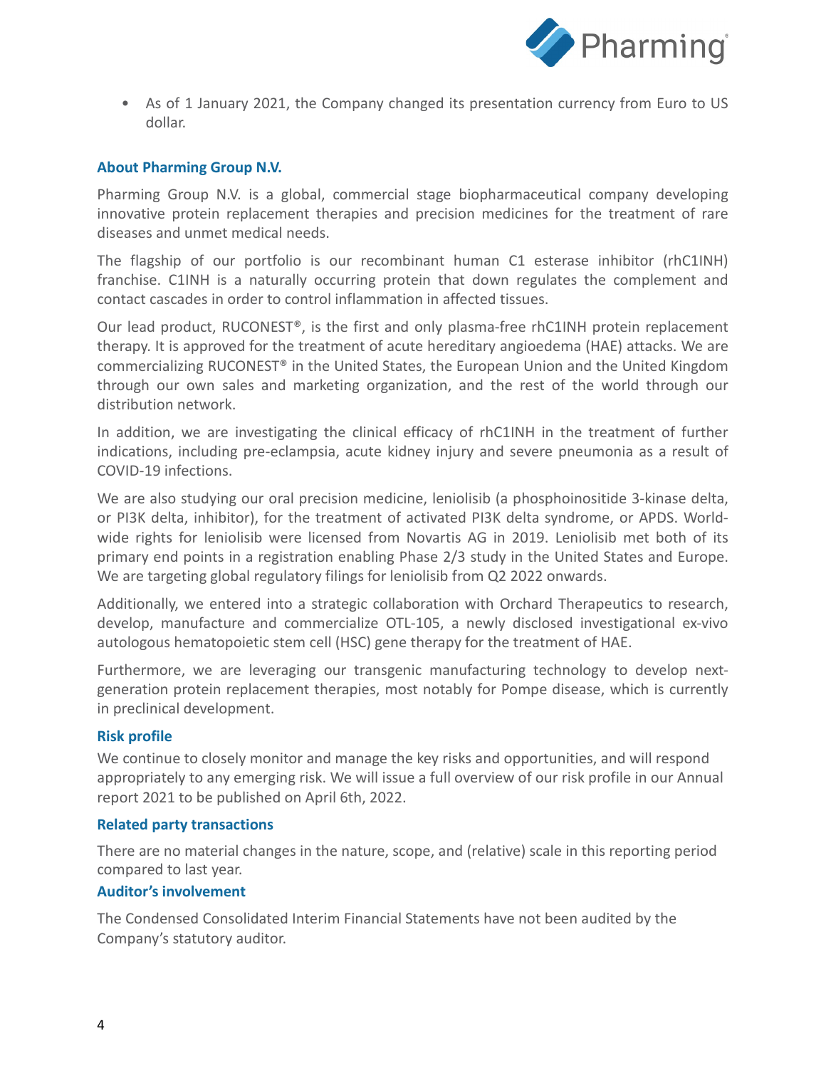- As of 1 January 2021, the Company changed its presentation currency from Euro to US dollar.

### About Pharming Group N.V.

Pharming Group N.V. is a global, commercial stage biopharmaceutical company developing innovative protein replacement therapies and precision medicines for the treatment of rare diseases and unmet medical needs.

The flagship of our portfolio is our recombinant human C1 esterase inhibitor (rhC1INH) franchise. C1INH is a naturally occurring protein that down regulates the complement and contact cascades in order to control inflammation in affected tissues.

Our lead product, RUCONEST®, is the first and only plasma-free rhC1INH protein replacement therapy. It is approved for the treatment of acute hereditary angioedema (HAE) attacks. We are commercializing RUCONEST® in the United States, the European Union and the United Kingdom through our own sales and marketing organization, and the rest of the world through our distribution network.

In addition, we are investigating the clinical efficacy of rhC1INH in the treatment of further indications, including pre-eclampsia, acute kidney injury and severe pneumonia as a result of COVID-19 infections.

We are also studying our oral precision medicine, leniolisib (a phosphoinositide 3-kinase delta, or PI3K delta, inhibitor), for the treatment of activated PI3K delta syndrome, or APDS. World-wide rights for leniolisib were licensed from Novartis AG in 2019. Leniolisib met both of its primary end points in a registration enabling Phase 2/3 study in the United States and Europe. We are targeting global regulatory filings for leniolisib from Q2 2022 onwards.

Additionally, we entered into a strategic collaboration with Orchard Therapeutics to research, develop, manufacture and commercialize OTL-105, a newly disclosed investigational ex-vivo autologous hematopoietic stem cell (HSC) gene therapy for the treatment of HAE.

Furthermore, we are leveraging our transgenic manufacturing technology to develop next-generation protein replacement therapies, most notably for Pompe disease, which is currently in preclinical development.

### Risk profile

We continue to closely monitor and manage the key risks and opportunities, and will respond appropriately to any emerging risk. We will issue a full overview of our risk profile in our Annual report 2021 to be published on April 6th, 2022.

### Related party transactions

There are no material changes in the nature, scope, and (relative) scale in this reporting period compared to last year.

### Auditor's involvement

The Condensed Consolidated Interim Financial Statements have not been audited by the Company's statutory auditor.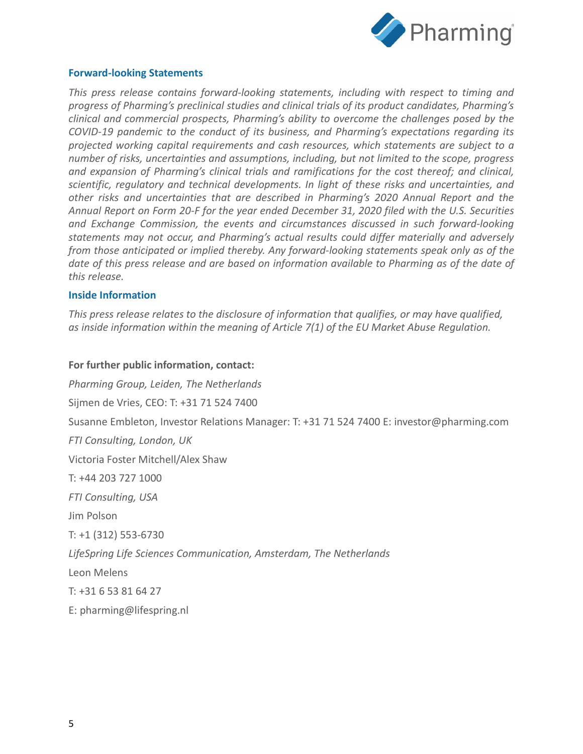### Forward-looking Statements

*This press release contains forward-looking statements, including with respect to timing and progress of Pharming's preclinical studies and clinical trials of its product candidates, Pharming's clinical and commercial prospects, Pharming's ability to overcome the challenges posed by the COVID-19 pandemic to the conduct of its business, and Pharming's expectations regarding its projected working capital requirements and cash resources, which statements are subject to a number of risks, uncertainties and assumptions, including, but not limited to the scope, progress and expansion of Pharming's clinical trials and ramifications for the cost thereof; and clinical, scientific, regulatory and technical developments. In light of these risks and uncertainties, and other risks and uncertainties that are described in Pharming's 2020 Annual Report and the Annual Report on Form 20-F for the year ended December 31, 2020 filed with the U.S. Securities and Exchange Commission, the events and circumstances discussed in such forward-looking statements may not occur, and Pharming's actual results could differ materially and adversely from those anticipated or implied thereby. Any forward-looking statements speak only as of the date of this press release and are based on information available to Pharming as of the date of this release.*

### Inside Information

*This press release relates to the disclosure of information that qualifies, or may have qualified, as inside information within the meaning of Article 7(1) of the EU Market Abuse Regulation.*

**For further public information, contact:**

*Pharming Group, Leiden, The Netherlands*

Sijmen de Vries, CEO: T: +31 71 524 7400

Susanne Embleton, Investor Relations Manager: T: +31 71 524 7400 E: investor@pharming.com

*FTI Consulting, London, UK*

Victoria Foster Mitchell/Alex Shaw

T: +44 203 727 1000

*FTI Consulting, USA*

Jim Polson

T: +1 (312) 553-6730

*LifeSpring Life Sciences Communication, Amsterdam, The Netherlands*

Leon Melens

T: +31 6 53 81 64 27

E: pharming@lifespring.nl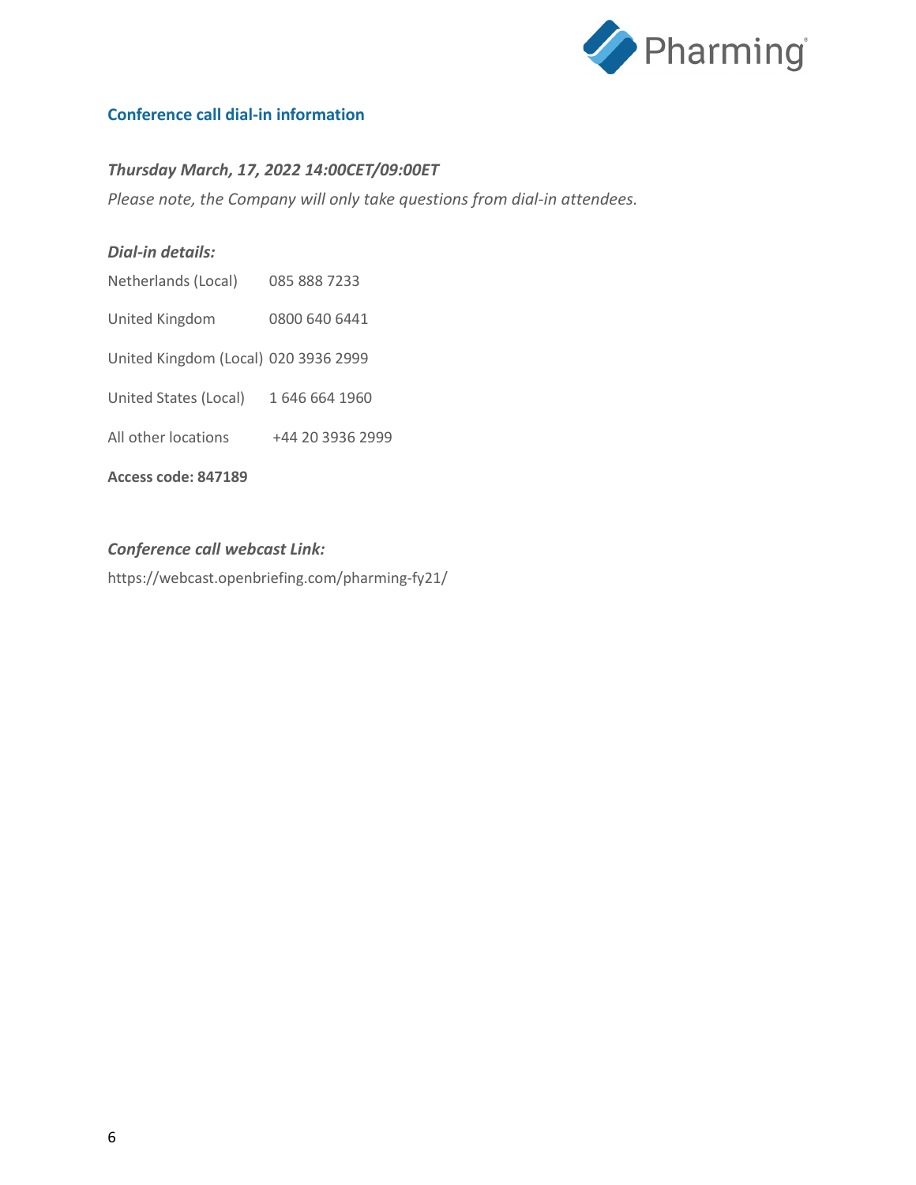## Conference call dial-in information

***Thursday March, 17, 2022 14:00CET/09:00ET***

*Please note, the Company will only take questions from dial-in attendees.*

***Dial-in details:***

| | |
|---|---|
| Netherlands (Local) | 085 888 7233 |
| United Kingdom | 0800 640 6441 |
| United Kingdom (Local) | 020 3936 2999 |
| United States (Local) | 1 646 664 1960 |
| All other locations | +44 20 3936 2999 |

**Access code: 847189**

***Conference call webcast Link:***

https://webcast.openbriefing.com/pharming-fy21/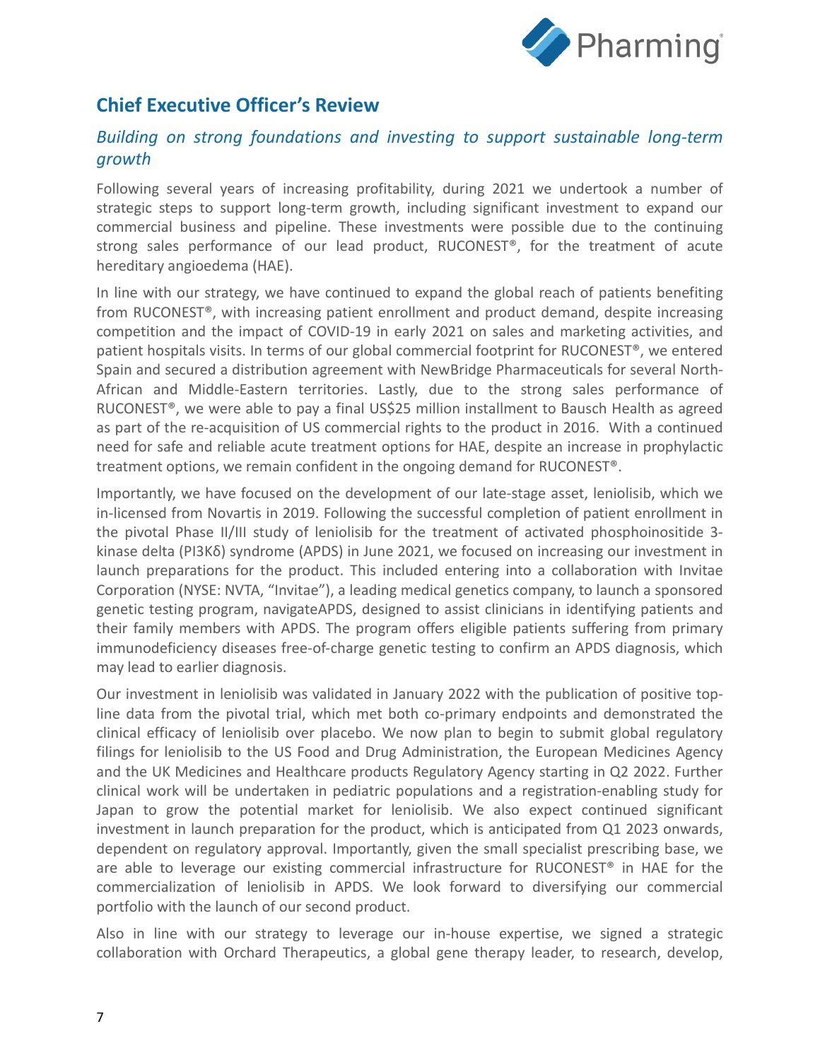## Chief Executive Officer's Review

### *Building on strong foundations and investing to support sustainable long-term growth*

Following several years of increasing profitability, during 2021 we undertook a number of strategic steps to support long-term growth, including significant investment to expand our commercial business and pipeline. These investments were possible due to the continuing strong sales performance of our lead product, RUCONEST®, for the treatment of acute hereditary angioedema (HAE).

In line with our strategy, we have continued to expand the global reach of patients benefiting from RUCONEST®, with increasing patient enrollment and product demand, despite increasing competition and the impact of COVID-19 in early 2021 on sales and marketing activities, and patient hospitals visits. In terms of our global commercial footprint for RUCONEST®, we entered Spain and secured a distribution agreement with NewBridge Pharmaceuticals for several North-African and Middle-Eastern territories. Lastly, due to the strong sales performance of RUCONEST®, we were able to pay a final US$25 million installment to Bausch Health as agreed as part of the re-acquisition of US commercial rights to the product in 2016. With a continued need for safe and reliable acute treatment options for HAE, despite an increase in prophylactic treatment options, we remain confident in the ongoing demand for RUCONEST®.

Importantly, we have focused on the development of our late-stage asset, leniolisib, which we in-licensed from Novartis in 2019. Following the successful completion of patient enrollment in the pivotal Phase II/III study of leniolisib for the treatment of activated phosphoinositide 3-kinase delta (PI3Kδ) syndrome (APDS) in June 2021, we focused on increasing our investment in launch preparations for the product. This included entering into a collaboration with Invitae Corporation (NYSE: NVTA, "Invitae"), a leading medical genetics company, to launch a sponsored genetic testing program, navigateAPDS, designed to assist clinicians in identifying patients and their family members with APDS. The program offers eligible patients suffering from primary immunodeficiency diseases free-of-charge genetic testing to confirm an APDS diagnosis, which may lead to earlier diagnosis.

Our investment in leniolisib was validated in January 2022 with the publication of positive top-line data from the pivotal trial, which met both co-primary endpoints and demonstrated the clinical efficacy of leniolisib over placebo. We now plan to begin to submit global regulatory filings for leniolisib to the US Food and Drug Administration, the European Medicines Agency and the UK Medicines and Healthcare products Regulatory Agency starting in Q2 2022. Further clinical work will be undertaken in pediatric populations and a registration-enabling study for Japan to grow the potential market for leniolisib. We also expect continued significant investment in launch preparation for the product, which is anticipated from Q1 2023 onwards, dependent on regulatory approval. Importantly, given the small specialist prescribing base, we are able to leverage our existing commercial infrastructure for RUCONEST® in HAE for the commercialization of leniolisib in APDS. We look forward to diversifying our commercial portfolio with the launch of our second product.

Also in line with our strategy to leverage our in-house expertise, we signed a strategic collaboration with Orchard Therapeutics, a global gene therapy leader, to research, develop,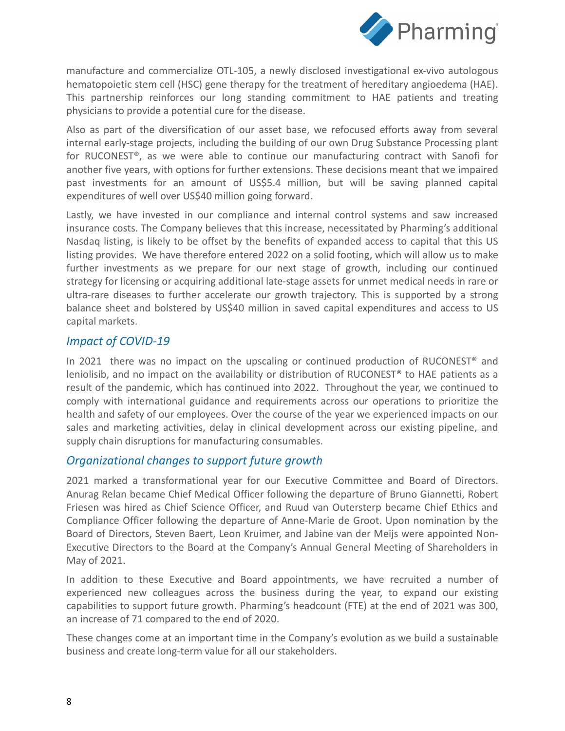manufacture and commercialize OTL-105, a newly disclosed investigational ex-vivo autologous hematopoietic stem cell (HSC) gene therapy for the treatment of hereditary angioedema (HAE). This partnership reinforces our long standing commitment to HAE patients and treating physicians to provide a potential cure for the disease.

Also as part of the diversification of our asset base, we refocused efforts away from several internal early-stage projects, including the building of our own Drug Substance Processing plant for RUCONEST®, as we were able to continue our manufacturing contract with Sanofi for another five years, with options for further extensions. These decisions meant that we impaired past investments for an amount of US$5.4 million, but will be saving planned capital expenditures of well over US$40 million going forward.

Lastly, we have invested in our compliance and internal control systems and saw increased insurance costs. The Company believes that this increase, necessitated by Pharming's additional Nasdaq listing, is likely to be offset by the benefits of expanded access to capital that this US listing provides. We have therefore entered 2022 on a solid footing, which will allow us to make further investments as we prepare for our next stage of growth, including our continued strategy for licensing or acquiring additional late-stage assets for unmet medical needs in rare or ultra-rare diseases to further accelerate our growth trajectory. This is supported by a strong balance sheet and bolstered by US$40 million in saved capital expenditures and access to US capital markets.

## *Impact of COVID-19*

In 2021 there was no impact on the upscaling or continued production of RUCONEST® and leniolisib, and no impact on the availability or distribution of RUCONEST® to HAE patients as a result of the pandemic, which has continued into 2022. Throughout the year, we continued to comply with international guidance and requirements across our operations to prioritize the health and safety of our employees. Over the course of the year we experienced impacts on our sales and marketing activities, delay in clinical development across our existing pipeline, and supply chain disruptions for manufacturing consumables.

## *Organizational changes to support future growth*

2021 marked a transformational year for our Executive Committee and Board of Directors. Anurag Relan became Chief Medical Officer following the departure of Bruno Giannetti, Robert Friesen was hired as Chief Science Officer, and Ruud van Outersterp became Chief Ethics and Compliance Officer following the departure of Anne-Marie de Groot. Upon nomination by the Board of Directors, Steven Baert, Leon Kruimer, and Jabine van der Meijs were appointed Non-Executive Directors to the Board at the Company's Annual General Meeting of Shareholders in May of 2021.

In addition to these Executive and Board appointments, we have recruited a number of experienced new colleagues across the business during the year, to expand our existing capabilities to support future growth. Pharming's headcount (FTE) at the end of 2021 was 300, an increase of 71 compared to the end of 2020.

These changes come at an important time in the Company's evolution as we build a sustainable business and create long-term value for all our stakeholders.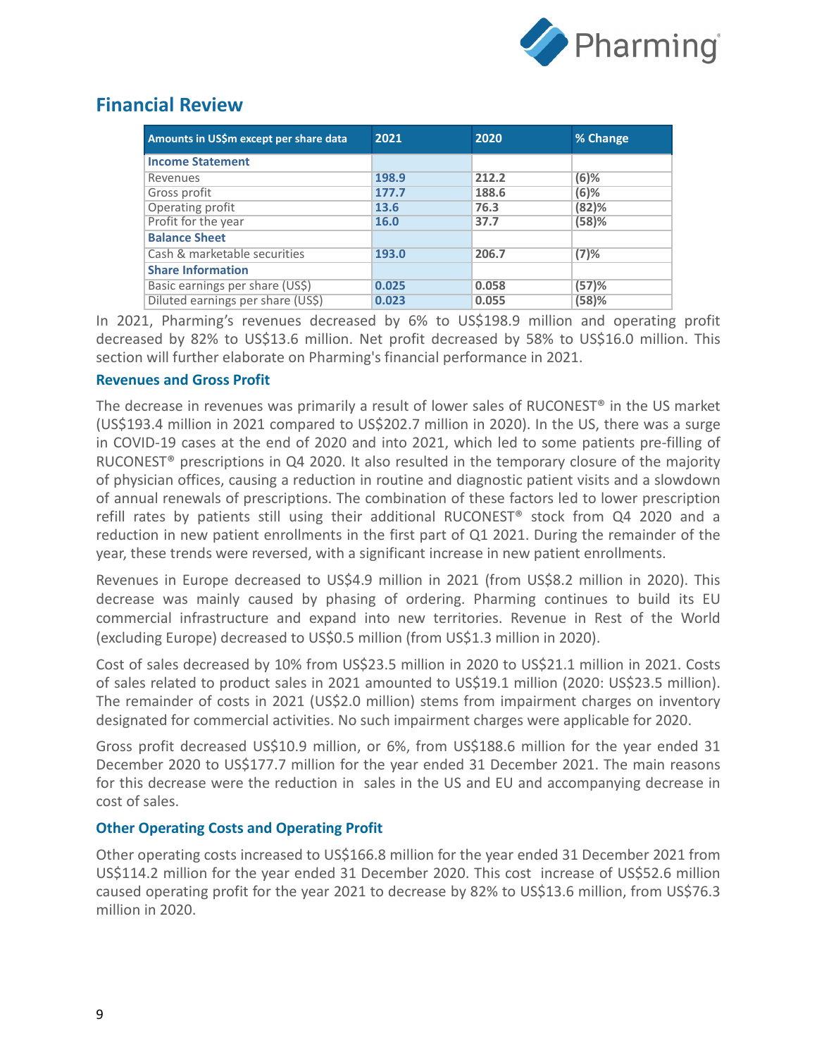## Financial Review

| Amounts in US$m except per share data | 2021 | 2020 | % Change |
|---|---|---|---|
| **Income Statement** | | | |
| Revenues | **198.9** | **212.2** | **(6)%** |
| Gross profit | **177.7** | **188.6** | **(6)%** |
| Operating profit | **13.6** | **76.3** | **(82)%** |
| Profit for the year | **16.0** | **37.7** | **(58)%** |
| **Balance Sheet** | | | |
| Cash & marketable securities | **193.0** | **206.7** | **(7)%** |
| **Share Information** | | | |
| Basic earnings per share (US$) | **0.025** | **0.058** | **(57)%** |
| Diluted earnings per share (US$) | **0.023** | **0.055** | **(58)%** |

In 2021, Pharming's revenues decreased by 6% to US$198.9 million and operating profit decreased by 82% to US$13.6 million. Net profit decreased by 58% to US$16.0 million. This section will further elaborate on Pharming's financial performance in 2021.

### Revenues and Gross Profit

The decrease in revenues was primarily a result of lower sales of RUCONEST® in the US market (US$193.4 million in 2021 compared to US$202.7 million in 2020). In the US, there was a surge in COVID-19 cases at the end of 2020 and into 2021, which led to some patients pre-filling of RUCONEST® prescriptions in Q4 2020. It also resulted in the temporary closure of the majority of physician offices, causing a reduction in routine and diagnostic patient visits and a slowdown of annual renewals of prescriptions. The combination of these factors led to lower prescription refill rates by patients still using their additional RUCONEST® stock from Q4 2020 and a reduction in new patient enrollments in the first part of Q1 2021. During the remainder of the year, these trends were reversed, with a significant increase in new patient enrollments.

Revenues in Europe decreased to US$4.9 million in 2021 (from US$8.2 million in 2020). This decrease was mainly caused by phasing of ordering. Pharming continues to build its EU commercial infrastructure and expand into new territories. Revenue in Rest of the World (excluding Europe) decreased to US$0.5 million (from US$1.3 million in 2020).

Cost of sales decreased by 10% from US$23.5 million in 2020 to US$21.1 million in 2021. Costs of sales related to product sales in 2021 amounted to US$19.1 million (2020: US$23.5 million). The remainder of costs in 2021 (US$2.0 million) stems from impairment charges on inventory designated for commercial activities. No such impairment charges were applicable for 2020.

Gross profit decreased US$10.9 million, or 6%, from US$188.6 million for the year ended 31 December 2020 to US$177.7 million for the year ended 31 December 2021. The main reasons for this decrease were the reduction in sales in the US and EU and accompanying decrease in cost of sales.

### Other Operating Costs and Operating Profit

Other operating costs increased to US$166.8 million for the year ended 31 December 2021 from US$114.2 million for the year ended 31 December 2020. This cost increase of US$52.6 million caused operating profit for the year 2021 to decrease by 82% to US$13.6 million, from US$76.3 million in 2020.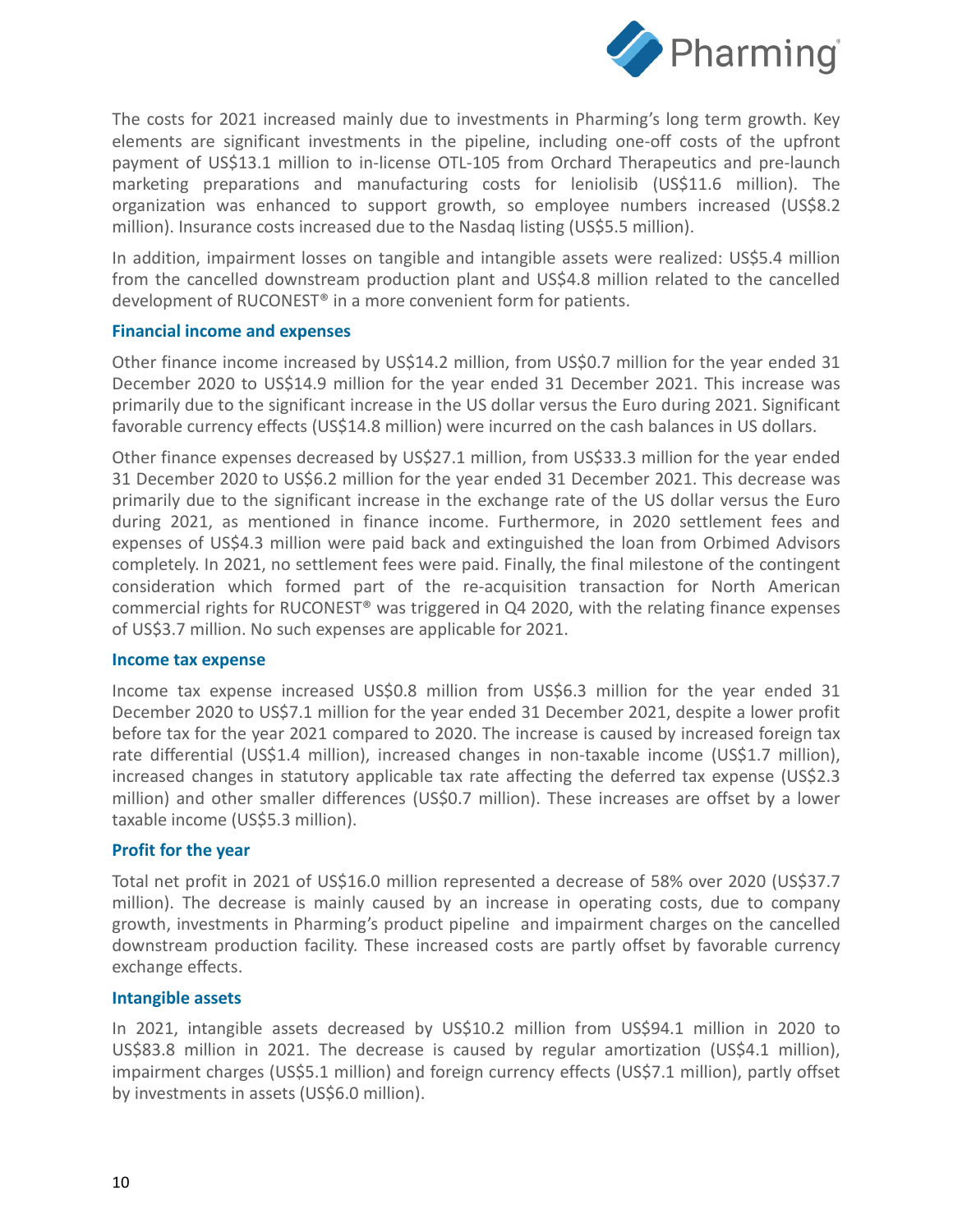The costs for 2021 increased mainly due to investments in Pharming's long term growth. Key elements are significant investments in the pipeline, including one-off costs of the upfront payment of US$13.1 million to in-license OTL-105 from Orchard Therapeutics and pre-launch marketing preparations and manufacturing costs for leniolisib (US$11.6 million). The organization was enhanced to support growth, so employee numbers increased (US$8.2 million). Insurance costs increased due to the Nasdaq listing (US$5.5 million).

In addition, impairment losses on tangible and intangible assets were realized: US$5.4 million from the cancelled downstream production plant and US$4.8 million related to the cancelled development of RUCONEST® in a more convenient form for patients.

### Financial income and expenses

Other finance income increased by US$14.2 million, from US$0.7 million for the year ended 31 December 2020 to US$14.9 million for the year ended 31 December 2021. This increase was primarily due to the significant increase in the US dollar versus the Euro during 2021. Significant favorable currency effects (US$14.8 million) were incurred on the cash balances in US dollars.

Other finance expenses decreased by US$27.1 million, from US$33.3 million for the year ended 31 December 2020 to US$6.2 million for the year ended 31 December 2021. This decrease was primarily due to the significant increase in the exchange rate of the US dollar versus the Euro during 2021, as mentioned in finance income. Furthermore, in 2020 settlement fees and expenses of US$4.3 million were paid back and extinguished the loan from Orbimed Advisors completely. In 2021, no settlement fees were paid. Finally, the final milestone of the contingent consideration which formed part of the re-acquisition transaction for North American commercial rights for RUCONEST® was triggered in Q4 2020, with the relating finance expenses of US$3.7 million. No such expenses are applicable for 2021.

### Income tax expense

Income tax expense increased US$0.8 million from US$6.3 million for the year ended 31 December 2020 to US$7.1 million for the year ended 31 December 2021, despite a lower profit before tax for the year 2021 compared to 2020. The increase is caused by increased foreign tax rate differential (US$1.4 million), increased changes in non-taxable income (US$1.7 million), increased changes in statutory applicable tax rate affecting the deferred tax expense (US$2.3 million) and other smaller differences (US$0.7 million). These increases are offset by a lower taxable income (US$5.3 million).

### Profit for the year

Total net profit in 2021 of US$16.0 million represented a decrease of 58% over 2020 (US$37.7 million). The decrease is mainly caused by an increase in operating costs, due to company growth, investments in Pharming's product pipeline and impairment charges on the cancelled downstream production facility. These increased costs are partly offset by favorable currency exchange effects.

### Intangible assets

In 2021, intangible assets decreased by US$10.2 million from US$94.1 million in 2020 to US$83.8 million in 2021. The decrease is caused by regular amortization (US$4.1 million), impairment charges (US$5.1 million) and foreign currency effects (US$7.1 million), partly offset by investments in assets (US$6.0 million).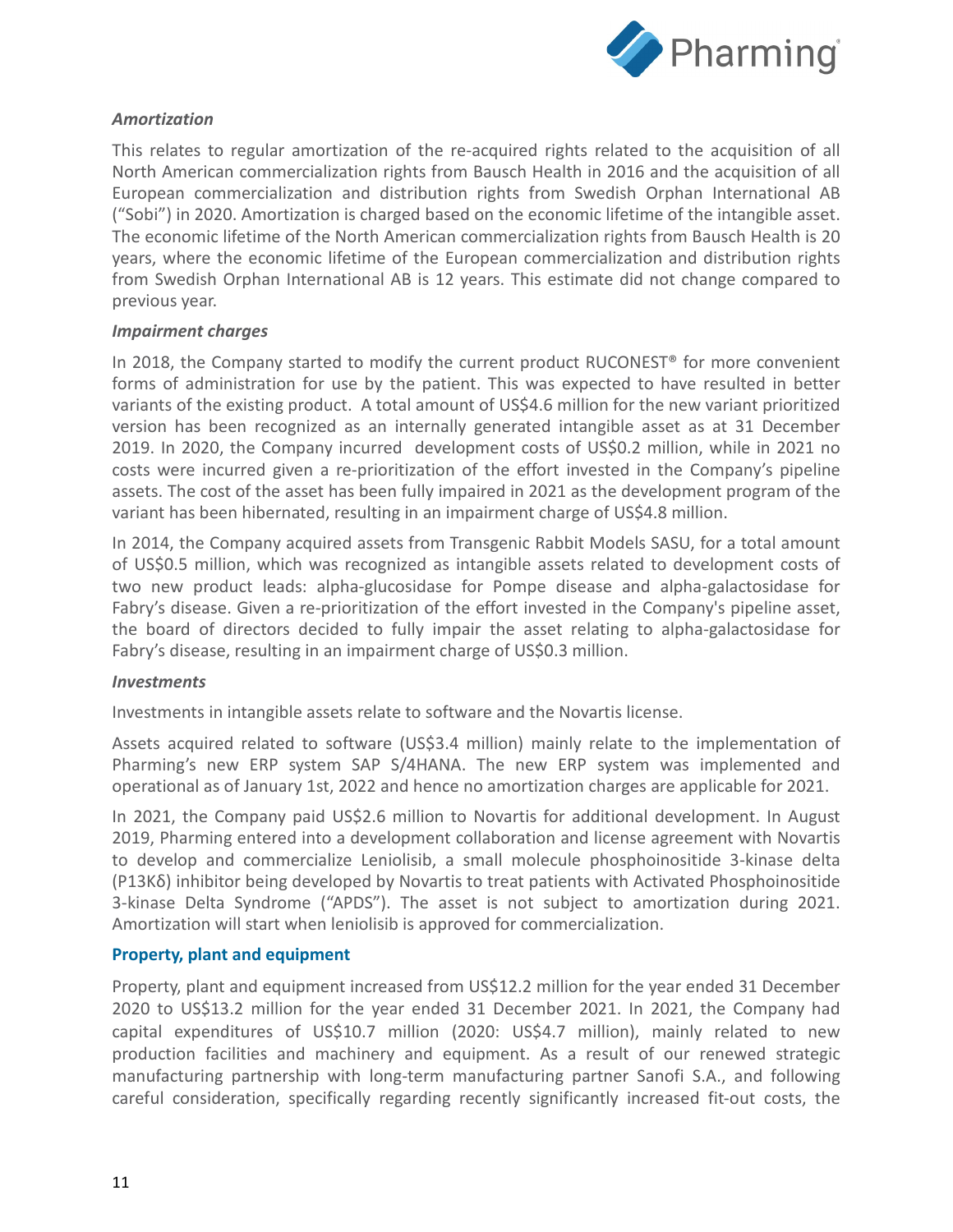### *Amortization*

This relates to regular amortization of the re-acquired rights related to the acquisition of all North American commercialization rights from Bausch Health in 2016 and the acquisition of all European commercialization and distribution rights from Swedish Orphan International AB ("Sobi") in 2020. Amortization is charged based on the economic lifetime of the intangible asset. The economic lifetime of the North American commercialization rights from Bausch Health is 20 years, where the economic lifetime of the European commercialization and distribution rights from Swedish Orphan International AB is 12 years. This estimate did not change compared to previous year.

### *Impairment charges*

In 2018, the Company started to modify the current product RUCONEST® for more convenient forms of administration for use by the patient. This was expected to have resulted in better variants of the existing product. A total amount of US$4.6 million for the new variant prioritized version has been recognized as an internally generated intangible asset as at 31 December 2019. In 2020, the Company incurred development costs of US$0.2 million, while in 2021 no costs were incurred given a re-prioritization of the effort invested in the Company's pipeline assets. The cost of the asset has been fully impaired in 2021 as the development program of the variant has been hibernated, resulting in an impairment charge of US$4.8 million.

In 2014, the Company acquired assets from Transgenic Rabbit Models SASU, for a total amount of US$0.5 million, which was recognized as intangible assets related to development costs of two new product leads: alpha-glucosidase for Pompe disease and alpha-galactosidase for Fabry's disease. Given a re-prioritization of the effort invested in the Company's pipeline asset, the board of directors decided to fully impair the asset relating to alpha-galactosidase for Fabry's disease, resulting in an impairment charge of US$0.3 million.

### *Investments*

Investments in intangible assets relate to software and the Novartis license.

Assets acquired related to software (US$3.4 million) mainly relate to the implementation of Pharming's new ERP system SAP S/4HANA. The new ERP system was implemented and operational as of January 1st, 2022 and hence no amortization charges are applicable for 2021.

In 2021, the Company paid US$2.6 million to Novartis for additional development. In August 2019, Pharming entered into a development collaboration and license agreement with Novartis to develop and commercialize Leniolisib, a small molecule phosphoinositide 3-kinase delta (P13Kδ) inhibitor being developed by Novartis to treat patients with Activated Phosphoinositide 3-kinase Delta Syndrome ("APDS"). The asset is not subject to amortization during 2021. Amortization will start when leniolisib is approved for commercialization.

## Property, plant and equipment

Property, plant and equipment increased from US$12.2 million for the year ended 31 December 2020 to US$13.2 million for the year ended 31 December 2021. In 2021, the Company had capital expenditures of US$10.7 million (2020: US$4.7 million), mainly related to new production facilities and machinery and equipment. As a result of our renewed strategic manufacturing partnership with long-term manufacturing partner Sanofi S.A., and following careful consideration, specifically regarding recently significantly increased fit-out costs, the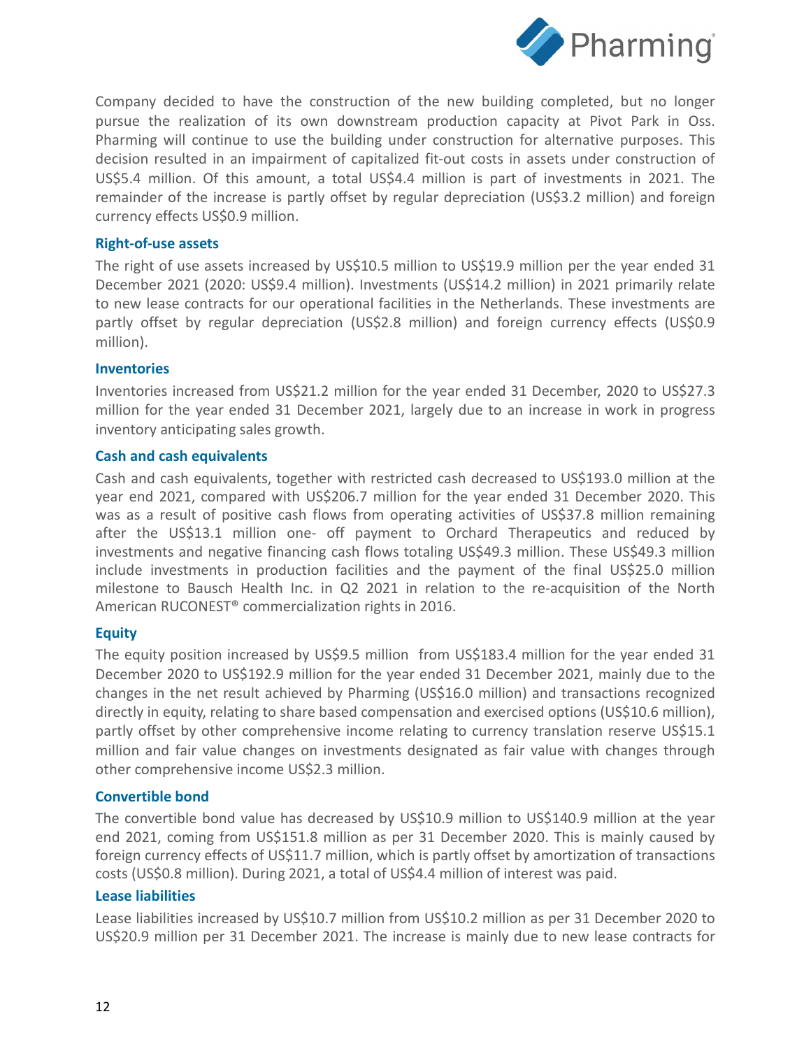Company decided to have the construction of the new building completed, but no longer pursue the realization of its own downstream production capacity at Pivot Park in Oss. Pharming will continue to use the building under construction for alternative purposes. This decision resulted in an impairment of capitalized fit-out costs in assets under construction of US$5.4 million. Of this amount, a total US$4.4 million is part of investments in 2021. The remainder of the increase is partly offset by regular depreciation (US$3.2 million) and foreign currency effects US$0.9 million.

### Right-of-use assets

The right of use assets increased by US$10.5 million to US$19.9 million per the year ended 31 December 2021 (2020: US$9.4 million). Investments (US$14.2 million) in 2021 primarily relate to new lease contracts for our operational facilities in the Netherlands. These investments are partly offset by regular depreciation (US$2.8 million) and foreign currency effects (US$0.9 million).

### Inventories

Inventories increased from US$21.2 million for the year ended 31 December, 2020 to US$27.3 million for the year ended 31 December 2021, largely due to an increase in work in progress inventory anticipating sales growth.

### Cash and cash equivalents

Cash and cash equivalents, together with restricted cash decreased to US$193.0 million at the year end 2021, compared with US$206.7 million for the year ended 31 December 2020. This was as a result of positive cash flows from operating activities of US$37.8 million remaining after the US$13.1 million one- off payment to Orchard Therapeutics and reduced by investments and negative financing cash flows totaling US$49.3 million. These US$49.3 million include investments in production facilities and the payment of the final US$25.0 million milestone to Bausch Health Inc. in Q2 2021 in relation to the re-acquisition of the North American RUCONEST® commercialization rights in 2016.

### Equity

The equity position increased by US$9.5 million from US$183.4 million for the year ended 31 December 2020 to US$192.9 million for the year ended 31 December 2021, mainly due to the changes in the net result achieved by Pharming (US$16.0 million) and transactions recognized directly in equity, relating to share based compensation and exercised options (US$10.6 million), partly offset by other comprehensive income relating to currency translation reserve US$15.1 million and fair value changes on investments designated as fair value with changes through other comprehensive income US$2.3 million.

### Convertible bond

The convertible bond value has decreased by US$10.9 million to US$140.9 million at the year end 2021, coming from US$151.8 million as per 31 December 2020. This is mainly caused by foreign currency effects of US$11.7 million, which is partly offset by amortization of transactions costs (US$0.8 million). During 2021, a total of US$4.4 million of interest was paid.

### Lease liabilities

Lease liabilities increased by US$10.7 million from US$10.2 million as per 31 December 2020 to US$20.9 million per 31 December 2021. The increase is mainly due to new lease contracts for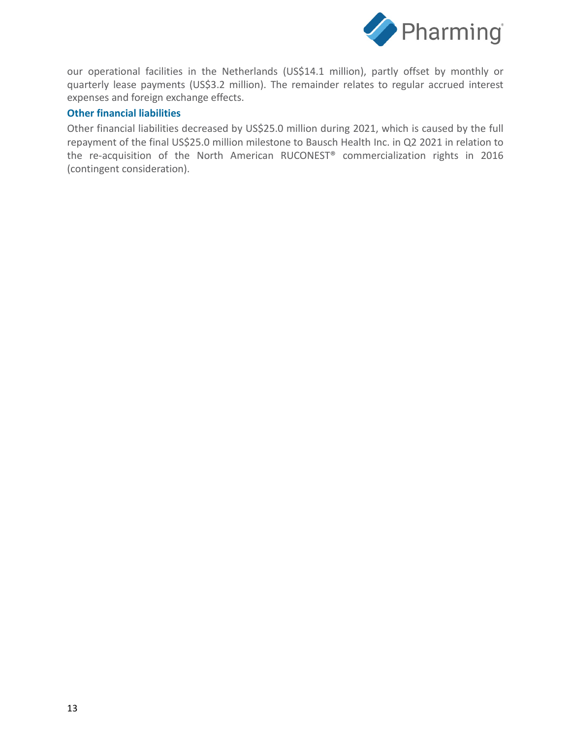our operational facilities in the Netherlands (US$14.1 million), partly offset by monthly or quarterly lease payments (US$3.2 million). The remainder relates to regular accrued interest expenses and foreign exchange effects.

### Other financial liabilities

Other financial liabilities decreased by US$25.0 million during 2021, which is caused by the full repayment of the final US$25.0 million milestone to Bausch Health Inc. in Q2 2021 in relation to the re-acquisition of the North American RUCONEST® commercialization rights in 2016 (contingent consideration).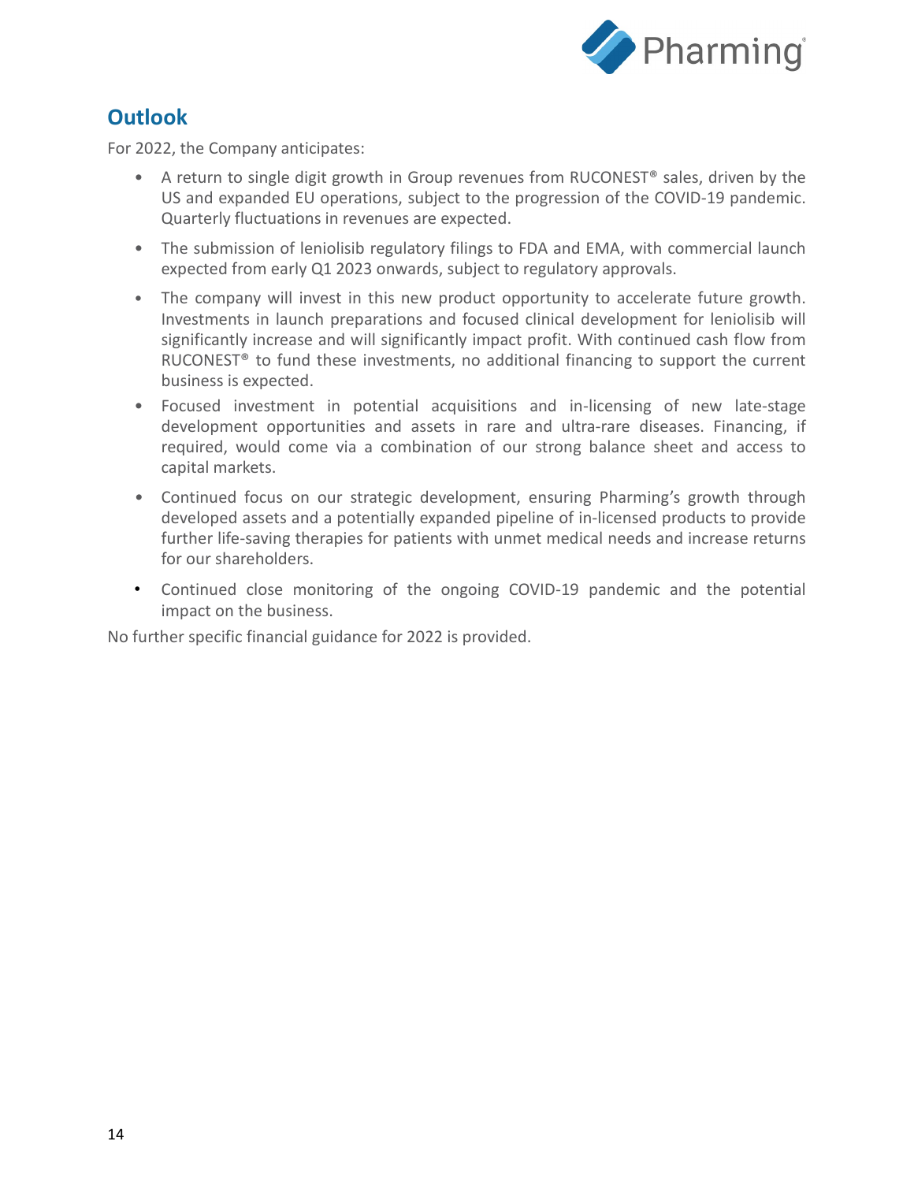## Outlook

For 2022, the Company anticipates:

- A return to single digit growth in Group revenues from RUCONEST® sales, driven by the US and expanded EU operations, subject to the progression of the COVID-19 pandemic. Quarterly fluctuations in revenues are expected.
- The submission of leniolisib regulatory filings to FDA and EMA, with commercial launch expected from early Q1 2023 onwards, subject to regulatory approvals.
- The company will invest in this new product opportunity to accelerate future growth. Investments in launch preparations and focused clinical development for leniolisib will significantly increase and will significantly impact profit. With continued cash flow from RUCONEST® to fund these investments, no additional financing to support the current business is expected.
- Focused investment in potential acquisitions and in-licensing of new late-stage development opportunities and assets in rare and ultra-rare diseases. Financing, if required, would come via a combination of our strong balance sheet and access to capital markets.
- Continued focus on our strategic development, ensuring Pharming's growth through developed assets and a potentially expanded pipeline of in-licensed products to provide further life-saving therapies for patients with unmet medical needs and increase returns for our shareholders.
- Continued close monitoring of the ongoing COVID-19 pandemic and the potential impact on the business.

No further specific financial guidance for 2022 is provided.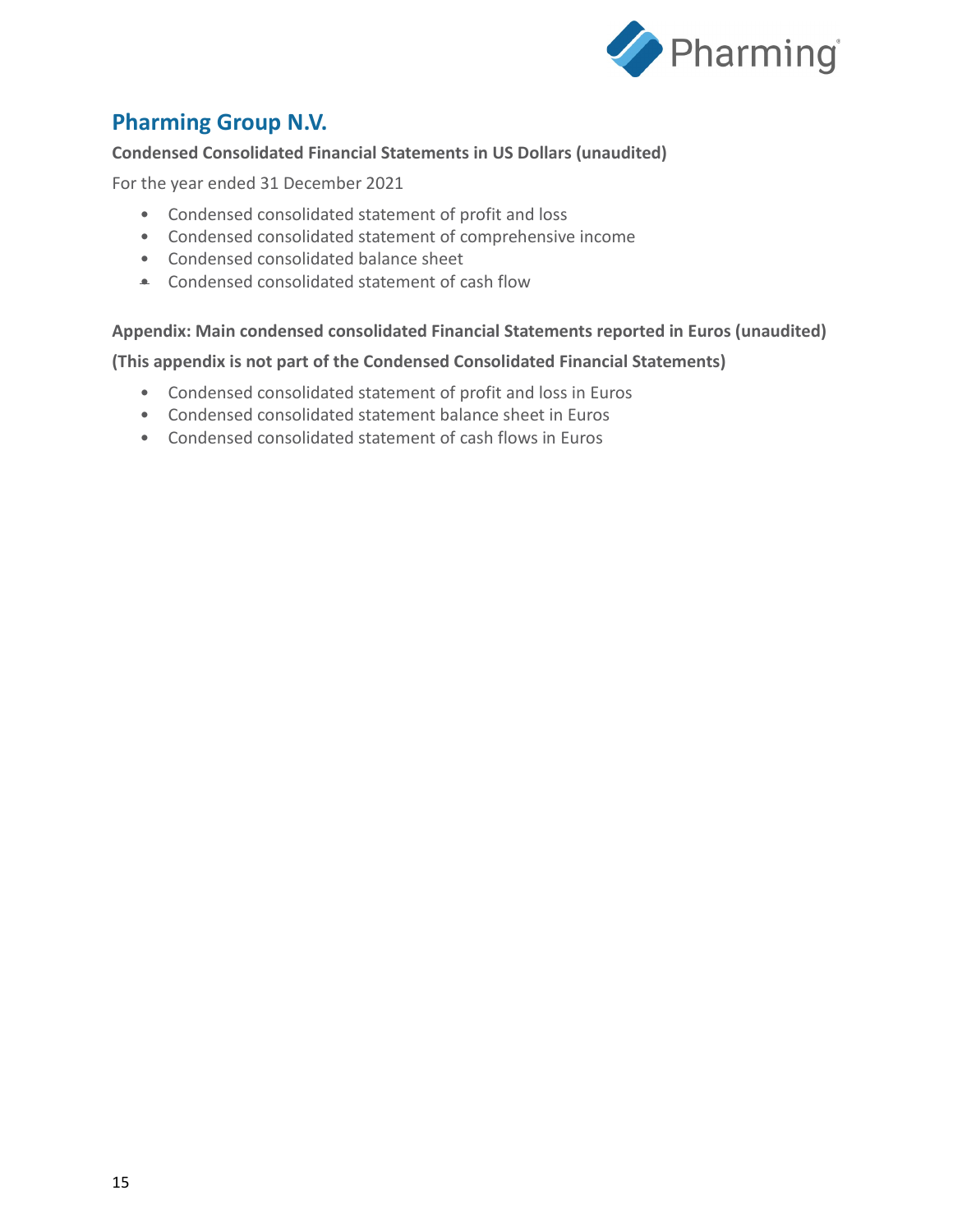# Pharming Group N.V.

**Condensed Consolidated Financial Statements in US Dollars (unaudited)**

For the year ended 31 December 2021

- Condensed consolidated statement of profit and loss
- Condensed consolidated statement of comprehensive income
- Condensed consolidated balance sheet
- Condensed consolidated statement of cash flow

**Appendix: Main condensed consolidated Financial Statements reported in Euros (unaudited)**

**(This appendix is not part of the Condensed Consolidated Financial Statements)**

- Condensed consolidated statement of profit and loss in Euros
- Condensed consolidated statement balance sheet in Euros
- Condensed consolidated statement of cash flows in Euros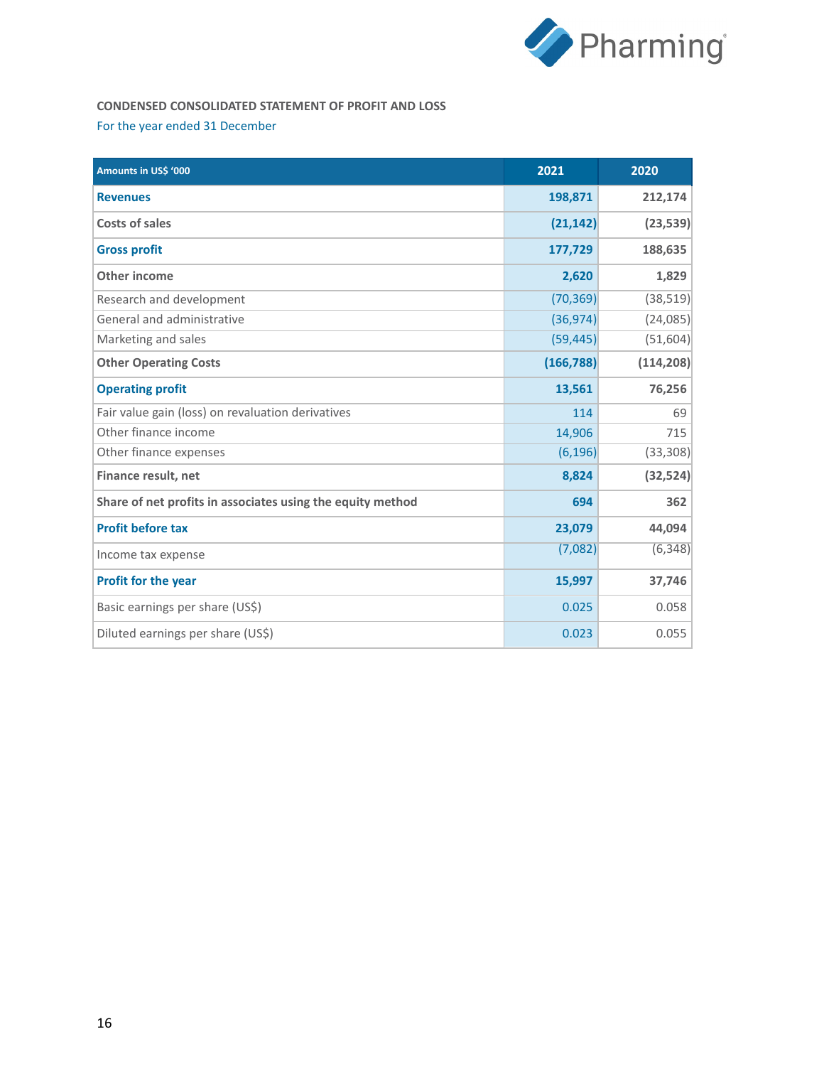**CONDENSED CONSOLIDATED STATEMENT OF PROFIT AND LOSS**

For the year ended 31 December

| Amounts in US$ '000 | 2021 | 2020 |
|---|---|---|
| **Revenues** | **198,871** | **212,174** |
| **Costs of sales** | **(21,142)** | **(23,539)** |
| **Gross profit** | **177,729** | **188,635** |
| **Other income** | **2,620** | **1,829** |
| Research and development | (70,369) | (38,519) |
| General and administrative | (36,974) | (24,085) |
| Marketing and sales | (59,445) | (51,604) |
| **Other Operating Costs** | **(166,788)** | **(114,208)** |
| **Operating profit** | **13,561** | **76,256** |
| Fair value gain (loss) on revaluation derivatives | 114 | 69 |
| Other finance income | 14,906 | 715 |
| Other finance expenses | (6,196) | (33,308) |
| **Finance result, net** | **8,824** | **(32,524)** |
| **Share of net profits in associates using the equity method** | **694** | **362** |
| **Profit before tax** | **23,079** | **44,094** |
| Income tax expense | (7,082) | (6,348) |
| **Profit for the year** | **15,997** | **37,746** |
| Basic earnings per share (US$) | 0.025 | 0.058 |
| Diluted earnings per share (US$) | 0.023 | 0.055 |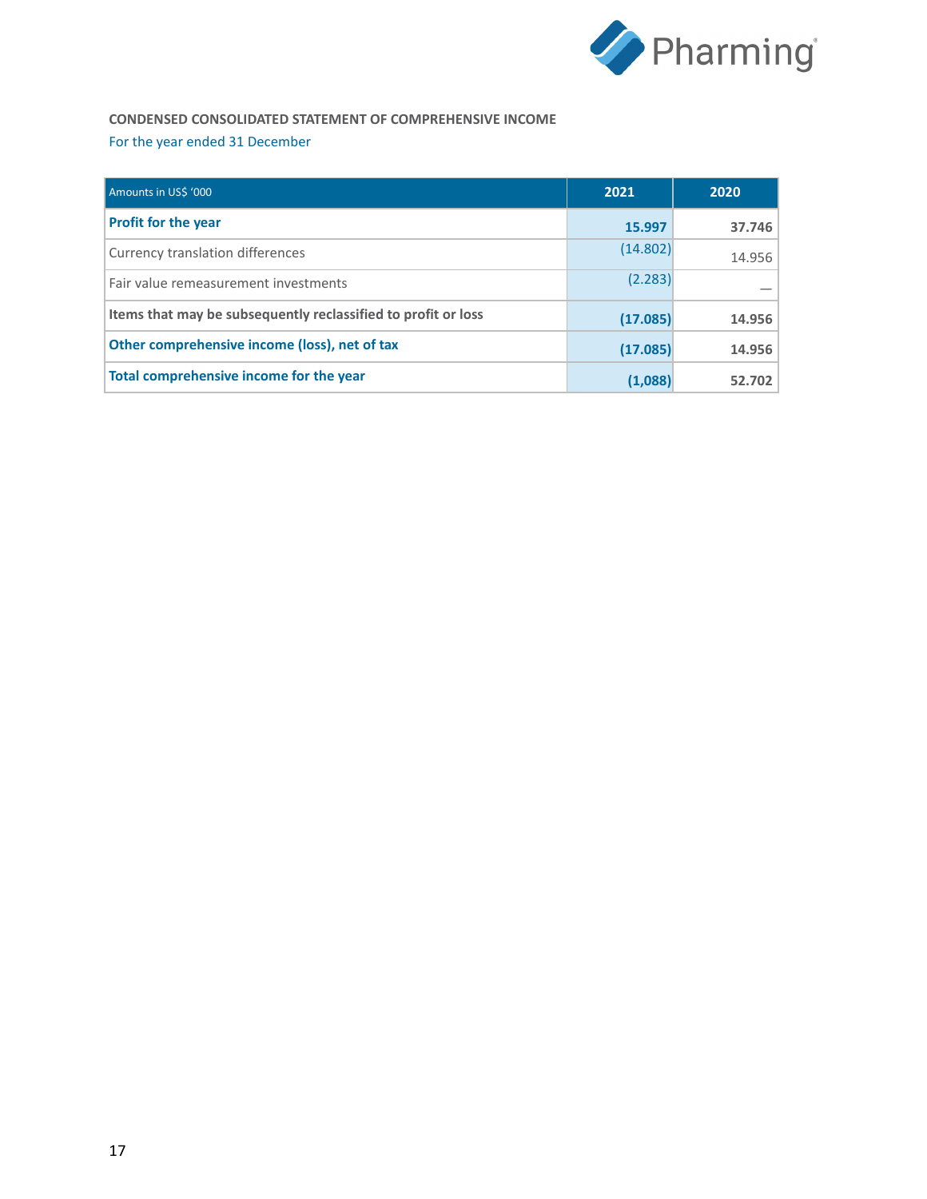**CONDENSED CONSOLIDATED STATEMENT OF COMPREHENSIVE INCOME**

For the year ended 31 December

| Amounts in US$ '000 | 2021 | 2020 |
|---|---|---|
| **Profit for the year** | **15.997** | **37.746** |
| Currency translation differences | (14.802) | 14.956 |
| Fair value remeasurement investments | (2.283) | — |
| **Items that may be subsequently reclassified to profit or loss** | **(17.085)** | **14.956** |
| **Other comprehensive income (loss), net of tax** | **(17.085)** | **14.956** |
| **Total comprehensive income for the year** | **(1,088)** | **52.702** |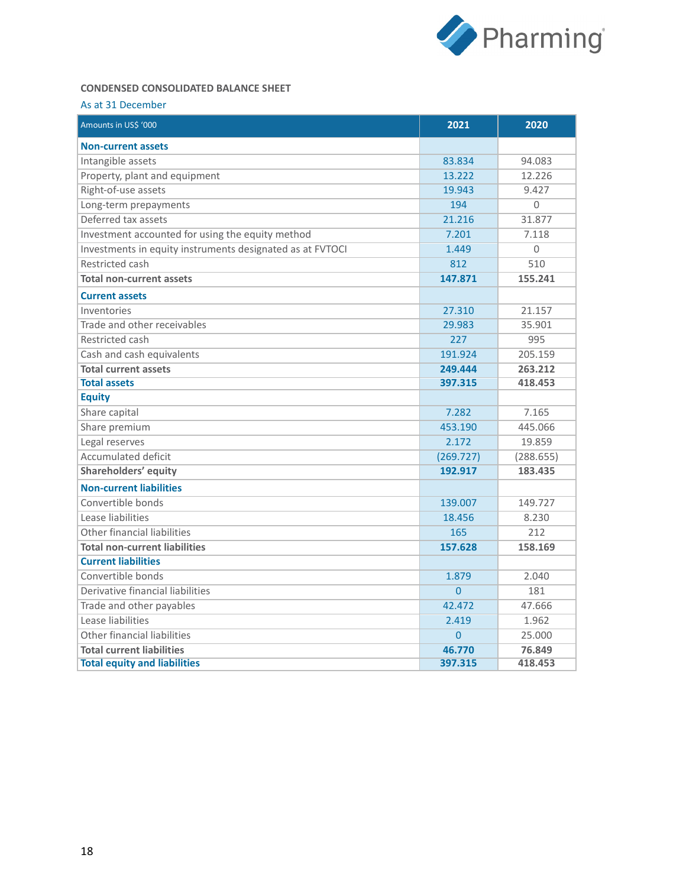**CONDENSED CONSOLIDATED BALANCE SHEET**

As at 31 December

| Amounts in US$ '000 | 2021 | 2020 |
|---|---|---|
| **Non-current assets** | | |
| Intangible assets | 83.834 | 94.083 |
| Property, plant and equipment | 13.222 | 12.226 |
| Right-of-use assets | 19.943 | 9.427 |
| Long-term prepayments | 194 | 0 |
| Deferred tax assets | 21.216 | 31.877 |
| Investment accounted for using the equity method | 7.201 | 7.118 |
| Investments in equity instruments designated as at FVTOCI | 1.449 | 0 |
| Restricted cash | 812 | 510 |
| **Total non-current assets** | **147.871** | **155.241** |
| **Current assets** | | |
| Inventories | 27.310 | 21.157 |
| Trade and other receivables | 29.983 | 35.901 |
| Restricted cash | 227 | 995 |
| Cash and cash equivalents | 191.924 | 205.159 |
| **Total current assets** | **249.444** | **263.212** |
| **Total assets** | **397.315** | **418.453** |
| **Equity** | | |
| Share capital | 7.282 | 7.165 |
| Share premium | 453.190 | 445.066 |
| Legal reserves | 2.172 | 19.859 |
| Accumulated deficit | (269.727) | (288.655) |
| **Shareholders' equity** | **192.917** | **183.435** |
| **Non-current liabilities** | | |
| Convertible bonds | 139.007 | 149.727 |
| Lease liabilities | 18.456 | 8.230 |
| Other financial liabilities | 165 | 212 |
| **Total non-current liabilities** | **157.628** | **158.169** |
| **Current liabilities** | | |
| Convertible bonds | 1.879 | 2.040 |
| Derivative financial liabilities | 0 | 181 |
| Trade and other payables | 42.472 | 47.666 |
| Lease liabilities | 2.419 | 1.962 |
| Other financial liabilities | 0 | 25.000 |
| **Total current liabilities** | **46.770** | **76.849** |
| **Total equity and liabilities** | **397.315** | **418.453** |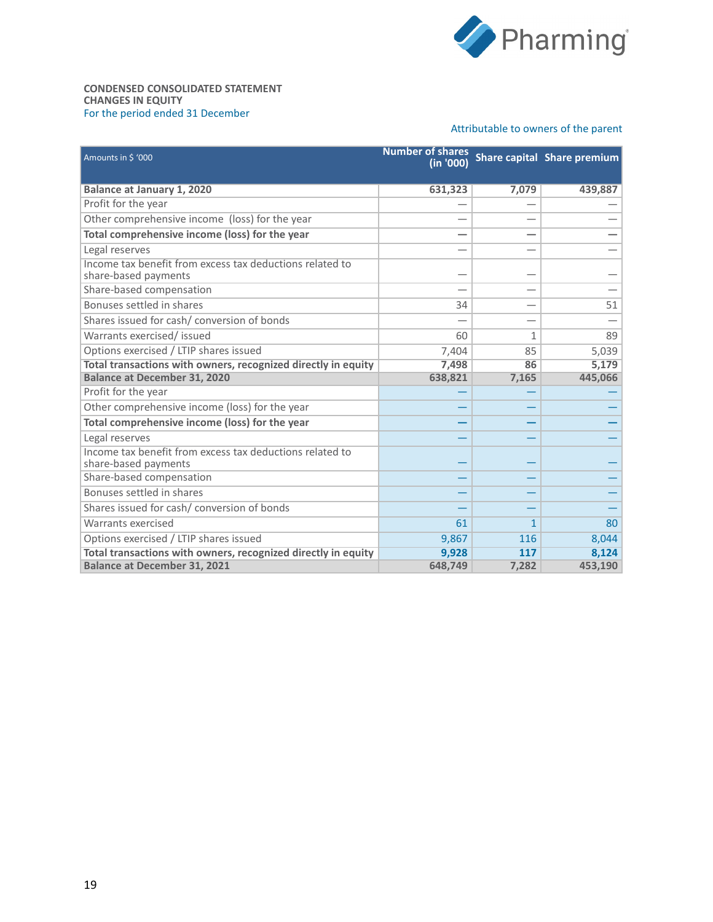**CONDENSED CONSOLIDATED STATEMENT CHANGES IN EQUITY**
For the period ended 31 December

Attributable to owners of the parent

| Amounts in $ '000 | Number of shares (in '000) | Share capital | Share premium |
|---|---|---|---|
| **Balance at January 1, 2020** | **631,323** | **7,079** | **439,887** |
| Profit for the year | — | — | — |
| Other comprehensive income (loss) for the year | — | — | — |
| **Total comprehensive income (loss) for the year** | **—** | **—** | **—** |
| Legal reserves | — | — | — |
| Income tax benefit from excess tax deductions related to share-based payments | — | — | — |
| Share-based compensation | — | — | — |
| Bonuses settled in shares | 34 | — | 51 |
| Shares issued for cash/ conversion of bonds | — | — | — |
| Warrants exercised/ issued | 60 | 1 | 89 |
| Options exercised / LTIP shares issued | 7,404 | 85 | 5,039 |
| **Total transactions with owners, recognized directly in equity** | **7,498** | **86** | **5,179** |
| **Balance at December 31, 2020** | **638,821** | **7,165** | **445,066** |
| Profit for the year | — | — | — |
| Other comprehensive income (loss) for the year | — | — | — |
| **Total comprehensive income (loss) for the year** | **—** | **—** | **—** |
| Legal reserves | — | — | — |
| Income tax benefit from excess tax deductions related to share-based payments | — | — | — |
| Share-based compensation | — | — | — |
| Bonuses settled in shares | — | — | — |
| Shares issued for cash/ conversion of bonds | — | — | — |
| Warrants exercised | 61 | 1 | 80 |
| Options exercised / LTIP shares issued | 9,867 | 116 | 8,044 |
| **Total transactions with owners, recognized directly in equity** | **9,928** | **117** | **8,124** |
| **Balance at December 31, 2021** | **648,749** | **7,282** | **453,190** |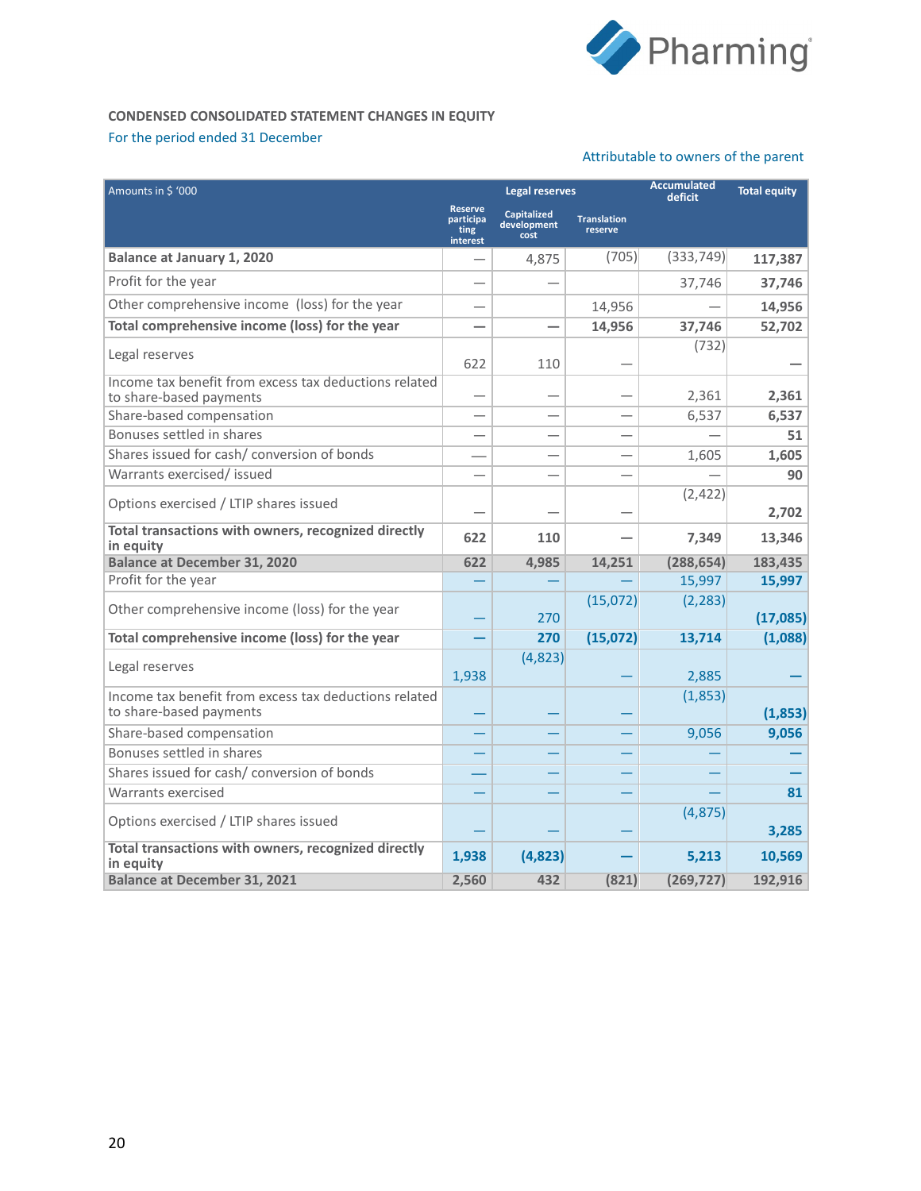**CONDENSED CONSOLIDATED STATEMENT CHANGES IN EQUITY**

For the period ended 31 December

Attributable to owners of the parent

| Amounts in $ '000 | Legal reserves | | | Accumulated deficit | Total equity |
|---|---|---|---|---|---|
| | Reserve participating interest | Capitalized development cost | Translation reserve | | |
| **Balance at January 1, 2020** | — | 4,875 | (705) | (333,749) | **117,387** |
| Profit for the year | — | — | | 37,746 | **37,746** |
| Other comprehensive income (loss) for the year | — | | 14,956 | — | **14,956** |
| **Total comprehensive income (loss) for the year** | **—** | **—** | **14,956** | **37,746** | **52,702** |
| Legal reserves | 622 | 110 | — | (732) | **—** |
| Income tax benefit from excess tax deductions related to share-based payments | — | — | — | 2,361 | **2,361** |
| Share-based compensation | — | — | — | 6,537 | **6,537** |
| Bonuses settled in shares | — | — | — | — | **51** |
| Shares issued for cash/ conversion of bonds | — | — | — | 1,605 | **1,605** |
| Warrants exercised/ issued | — | — | — | — | **90** |
| Options exercised / LTIP shares issued | — | — | — | (2,422) | **2,702** |
| **Total transactions with owners, recognized directly in equity** | **622** | **110** | **—** | **7,349** | **13,346** |
| **Balance at December 31, 2020** | **622** | **4,985** | **14,251** | **(288,654)** | **183,435** |
| Profit for the year | — | — | — | 15,997 | **15,997** |
| Other comprehensive income (loss) for the year | — | 270 | (15,072) | (2,283) | **(17,085)** |
| **Total comprehensive income (loss) for the year** | **—** | **270** | **(15,072)** | **13,714** | **(1,088)** |
| Legal reserves | 1,938 | (4,823) | — | 2,885 | **—** |
| Income tax benefit from excess tax deductions related to share-based payments | — | — | — | (1,853) | **(1,853)** |
| Share-based compensation | — | — | — | 9,056 | **9,056** |
| Bonuses settled in shares | — | — | — | — | **—** |
| Shares issued for cash/ conversion of bonds | — | — | — | — | **—** |
| Warrants exercised | — | — | — | — | **81** |
| Options exercised / LTIP shares issued | — | — | — | (4,875) | **3,285** |
| **Total transactions with owners, recognized directly in equity** | **1,938** | **(4,823)** | **—** | **5,213** | **10,569** |
| **Balance at December 31, 2021** | **2,560** | **432** | **(821)** | **(269,727)** | **192,916** |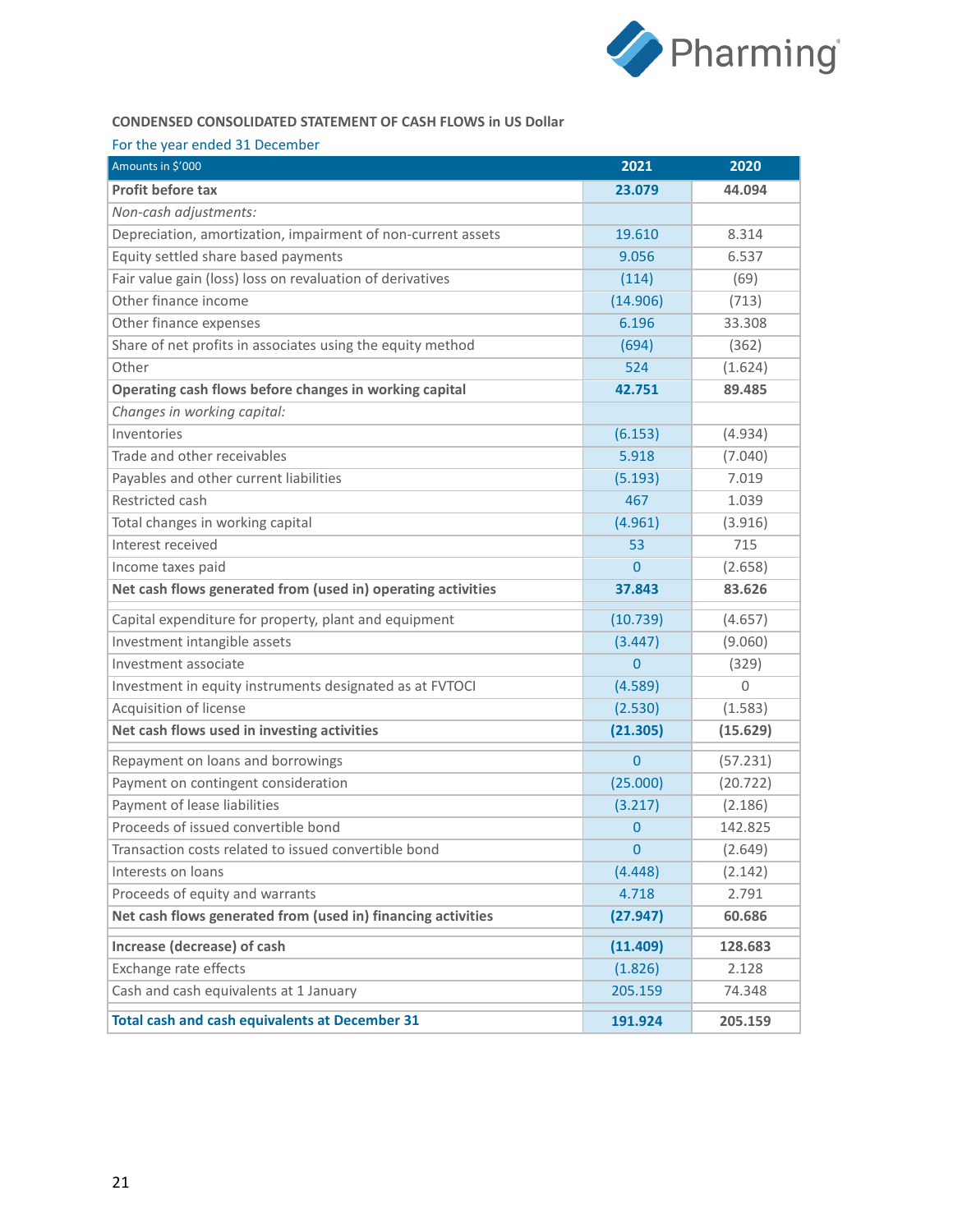**CONDENSED CONSOLIDATED STATEMENT OF CASH FLOWS in US Dollar**

For the year ended 31 December

| Amounts in $'000 | 2021 | 2020 |
|---|---|---|
| **Profit before tax** | **23.079** | **44.094** |
| *Non-cash adjustments:* | | |
| Depreciation, amortization, impairment of non-current assets | 19.610 | 8.314 |
| Equity settled share based payments | 9.056 | 6.537 |
| Fair value gain (loss) loss on revaluation of derivatives | (114) | (69) |
| Other finance income | (14.906) | (713) |
| Other finance expenses | 6.196 | 33.308 |
| Share of net profits in associates using the equity method | (694) | (362) |
| Other | 524 | (1.624) |
| **Operating cash flows before changes in working capital** | **42.751** | **89.485** |
| *Changes in working capital:* | | |
| Inventories | (6.153) | (4.934) |
| Trade and other receivables | 5.918 | (7.040) |
| Payables and other current liabilities | (5.193) | 7.019 |
| Restricted cash | 467 | 1.039 |
| Total changes in working capital | (4.961) | (3.916) |
| Interest received | 53 | 715 |
| Income taxes paid | 0 | (2.658) |
| **Net cash flows generated from (used in) operating activities** | **37.843** | **83.626** |
| Capital expenditure for property, plant and equipment | (10.739) | (4.657) |
| Investment intangible assets | (3.447) | (9.060) |
| Investment associate | 0 | (329) |
| Investment in equity instruments designated as at FVTOCI | (4.589) | 0 |
| Acquisition of license | (2.530) | (1.583) |
| **Net cash flows used in investing activities** | **(21.305)** | **(15.629)** |
| Repayment on loans and borrowings | 0 | (57.231) |
| Payment on contingent consideration | (25.000) | (20.722) |
| Payment of lease liabilities | (3.217) | (2.186) |
| Proceeds of issued convertible bond | 0 | 142.825 |
| Transaction costs related to issued convertible bond | 0 | (2.649) |
| Interests on loans | (4.448) | (2.142) |
| Proceeds of equity and warrants | 4.718 | 2.791 |
| **Net cash flows generated from (used in) financing activities** | **(27.947)** | **60.686** |
| **Increase (decrease) of cash** | **(11.409)** | **128.683** |
| Exchange rate effects | (1.826) | 2.128 |
| Cash and cash equivalents at 1 January | 205.159 | 74.348 |
| **Total cash and cash equivalents at December 31** | **191.924** | **205.159** |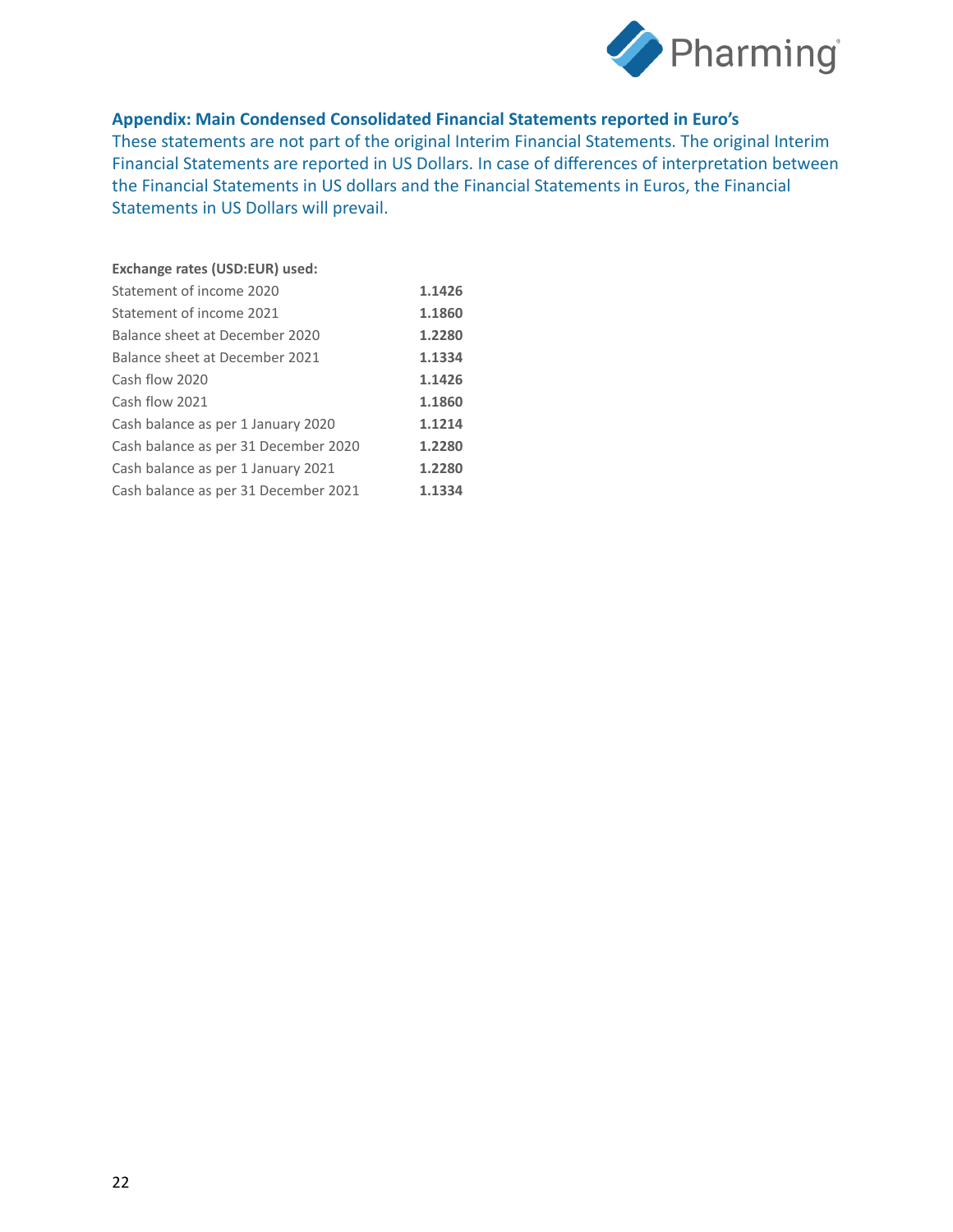## Appendix: Main Condensed Consolidated Financial Statements reported in Euro's

These statements are not part of the original Interim Financial Statements. The original Interim Financial Statements are reported in US Dollars. In case of differences of interpretation between the Financial Statements in US dollars and the Financial Statements in Euros, the Financial Statements in US Dollars will prevail.

| Exchange rates (USD:EUR) used: | |
|---|---|
| Statement of income 2020 | **1.1426** |
| Statement of income 2021 | **1.1860** |
| Balance sheet at December 2020 | **1.2280** |
| Balance sheet at December 2021 | **1.1334** |
| Cash flow 2020 | **1.1426** |
| Cash flow 2021 | **1.1860** |
| Cash balance as per 1 January 2020 | **1.1214** |
| Cash balance as per 31 December 2020 | **1.2280** |
| Cash balance as per 1 January 2021 | **1.2280** |
| Cash balance as per 31 December 2021 | **1.1334** |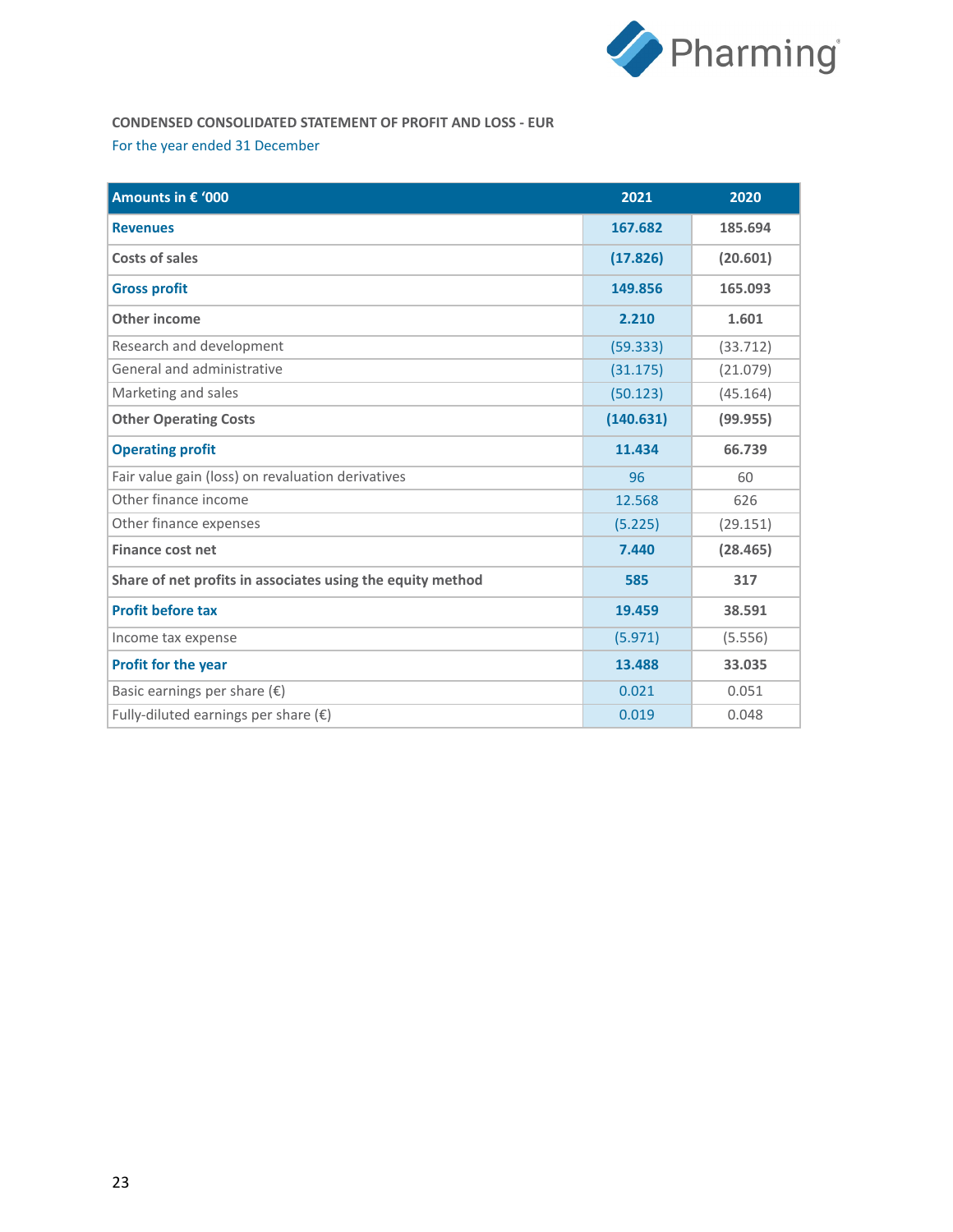**CONDENSED CONSOLIDATED STATEMENT OF PROFIT AND LOSS - EUR**

For the year ended 31 December

| Amounts in € '000 | 2021 | 2020 |
|---|---|---|
| **Revenues** | **167.682** | **185.694** |
| **Costs of sales** | **(17.826)** | **(20.601)** |
| **Gross profit** | **149.856** | **165.093** |
| **Other income** | **2.210** | **1.601** |
| Research and development | (59.333) | (33.712) |
| General and administrative | (31.175) | (21.079) |
| Marketing and sales | (50.123) | (45.164) |
| **Other Operating Costs** | **(140.631)** | **(99.955)** |
| **Operating profit** | **11.434** | **66.739** |
| Fair value gain (loss) on revaluation derivatives | 96 | 60 |
| Other finance income | 12.568 | 626 |
| Other finance expenses | (5.225) | (29.151) |
| **Finance cost net** | **7.440** | **(28.465)** |
| **Share of net profits in associates using the equity method** | **585** | **317** |
| **Profit before tax** | **19.459** | **38.591** |
| Income tax expense | (5.971) | (5.556) |
| **Profit for the year** | **13.488** | **33.035** |
| Basic earnings per share (€) | 0.021 | 0.051 |
| Fully-diluted earnings per share (€) | 0.019 | 0.048 |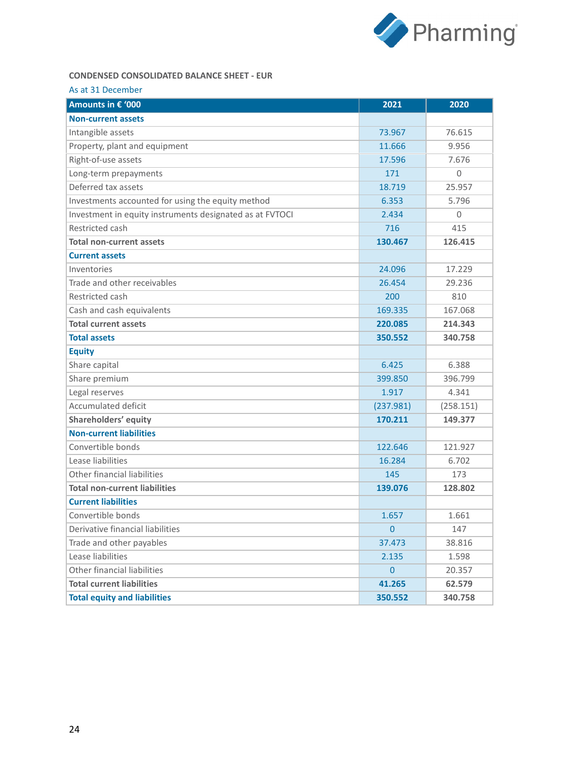**CONDENSED CONSOLIDATED BALANCE SHEET - EUR**

As at 31 December

| Amounts in € '000 | 2021 | 2020 |
|---|---|---|
| **Non-current assets** | | |
| Intangible assets | 73.967 | 76.615 |
| Property, plant and equipment | 11.666 | 9.956 |
| Right-of-use assets | 17.596 | 7.676 |
| Long-term prepayments | 171 | 0 |
| Deferred tax assets | 18.719 | 25.957 |
| Investments accounted for using the equity method | 6.353 | 5.796 |
| Investment in equity instruments designated as at FVTOCI | 2.434 | 0 |
| Restricted cash | 716 | 415 |
| **Total non-current assets** | **130.467** | **126.415** |
| **Current assets** | | |
| Inventories | 24.096 | 17.229 |
| Trade and other receivables | 26.454 | 29.236 |
| Restricted cash | 200 | 810 |
| Cash and cash equivalents | 169.335 | 167.068 |
| **Total current assets** | **220.085** | **214.343** |
| **Total assets** | **350.552** | **340.758** |
| **Equity** | | |
| Share capital | 6.425 | 6.388 |
| Share premium | 399.850 | 396.799 |
| Legal reserves | 1.917 | 4.341 |
| Accumulated deficit | (237.981) | (258.151) |
| **Shareholders' equity** | **170.211** | **149.377** |
| **Non-current liabilities** | | |
| Convertible bonds | 122.646 | 121.927 |
| Lease liabilities | 16.284 | 6.702 |
| Other financial liabilities | 145 | 173 |
| **Total non-current liabilities** | **139.076** | **128.802** |
| **Current liabilities** | | |
| Convertible bonds | 1.657 | 1.661 |
| Derivative financial liabilities | 0 | 147 |
| Trade and other payables | 37.473 | 38.816 |
| Lease liabilities | 2.135 | 1.598 |
| Other financial liabilities | 0 | 20.357 |
| **Total current liabilities** | **41.265** | **62.579** |
| **Total equity and liabilities** | **350.552** | **340.758** |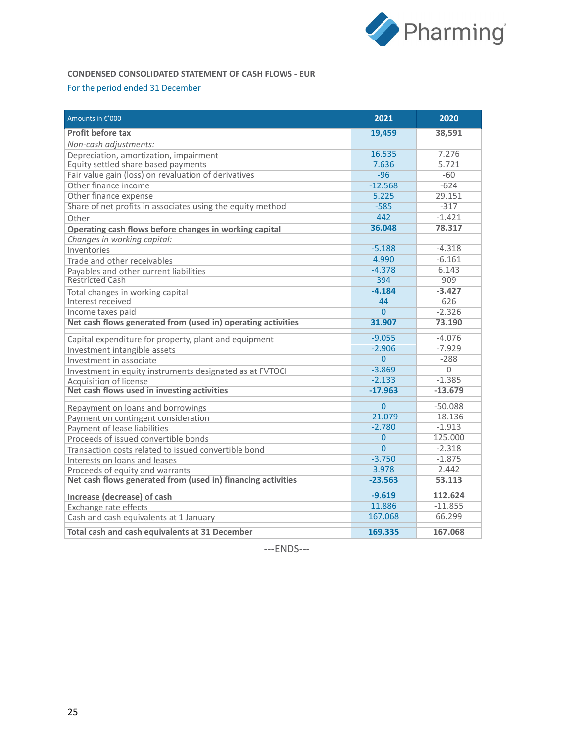**CONDENSED CONSOLIDATED STATEMENT OF CASH FLOWS - EUR**

For the period ended 31 December

| Amounts in €'000 | 2021 | 2020 |
|---|---|---|
| **Profit before tax** | **19,459** | **38,591** |
| *Non-cash adjustments:* | | |
| Depreciation, amortization, impairment | 16.535 | 7.276 |
| Equity settled share based payments | 7.636 | 5.721 |
| Fair value gain (loss) on revaluation of derivatives | -96 | -60 |
| Other finance income | -12.568 | -624 |
| Other finance expense | 5.225 | 29.151 |
| Share of net profits in associates using the equity method | -585 | -317 |
| Other | 442 | -1.421 |
| **Operating cash flows before changes in working capital** | **36.048** | **78.317** |
| *Changes in working capital:* | | |
| Inventories | -5.188 | -4.318 |
| Trade and other receivables | 4.990 | -6.161 |
| Payables and other current liabilities | -4.378 | 6.143 |
| Restricted Cash | 394 | 909 |
| Total changes in working capital | **-4.184** | **-3.427** |
| Interest received | 44 | 626 |
| Income taxes paid | 0 | -2.326 |
| **Net cash flows generated from (used in) operating activities** | **31.907** | **73.190** |
| | | |
| Capital expenditure for property, plant and equipment | -9.055 | -4.076 |
| Investment intangible assets | -2.906 | -7.929 |
| Investment in associate | 0 | -288 |
| Investment in equity instruments designated as at FVTOCI | -3.869 | 0 |
| Acquisition of license | -2.133 | -1.385 |
| **Net cash flows used in investing activities** | **-17.963** | **-13.679** |
| | | |
| Repayment on loans and borrowings | 0 | -50.088 |
| Payment on contingent consideration | -21.079 | -18.136 |
| Payment of lease liabilities | -2.780 | -1.913 |
| Proceeds of issued convertible bonds | 0 | 125.000 |
| Transaction costs related to issued convertible bond | 0 | -2.318 |
| Interests on loans and leases | -3.750 | -1.875 |
| Proceeds of equity and warrants | 3.978 | 2.442 |
| **Net cash flows generated from (used in) financing activities** | **-23.563** | **53.113** |
| | | |
| **Increase (decrease) of cash** | **-9.619** | **112.624** |
| Exchange rate effects | 11.886 | -11.855 |
| Cash and cash equivalents at 1 January | 167.068 | 66.299 |
| | | |
| **Total cash and cash equivalents at 31 December** | **169.335** | **167.068** |

---ENDS---